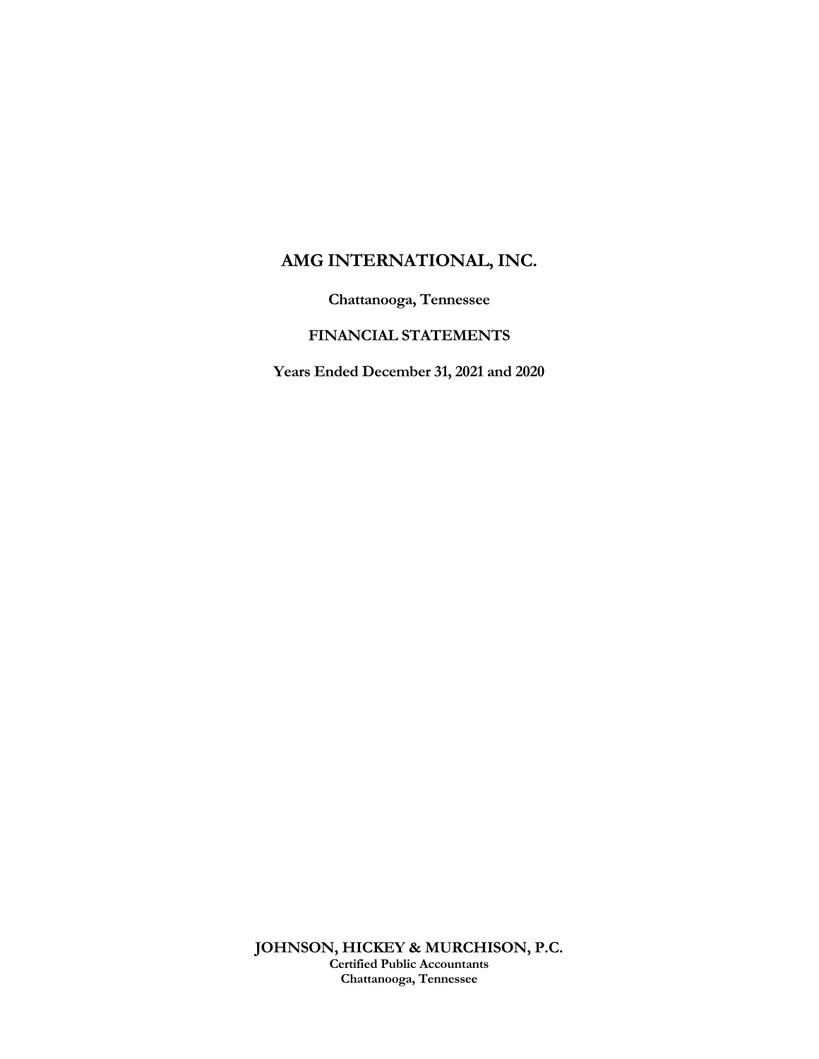# AMG INTERNATIONAL, INC.

**Chattanooga, Tennessee**

**FINANCIAL STATEMENTS**

**Years Ended December 31, 2021 and 2020**

**JOHNSON, HICKEY & MURCHISON, P.C.**
**Certified Public Accountants**
**Chattanooga, Tennessee**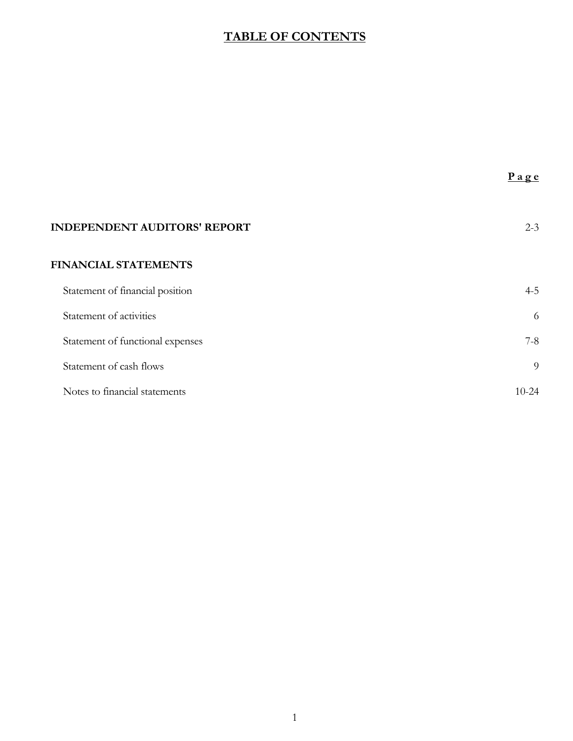# TABLE OF CONTENTS

| | Page |
|---|---|
| **INDEPENDENT AUDITORS' REPORT** | 2-3 |
| **FINANCIAL STATEMENTS** | |
| Statement of financial position | 4-5 |
| Statement of activities | 6 |
| Statement of functional expenses | 7-8 |
| Statement of cash flows | 9 |
| Notes to financial statements | 10-24 |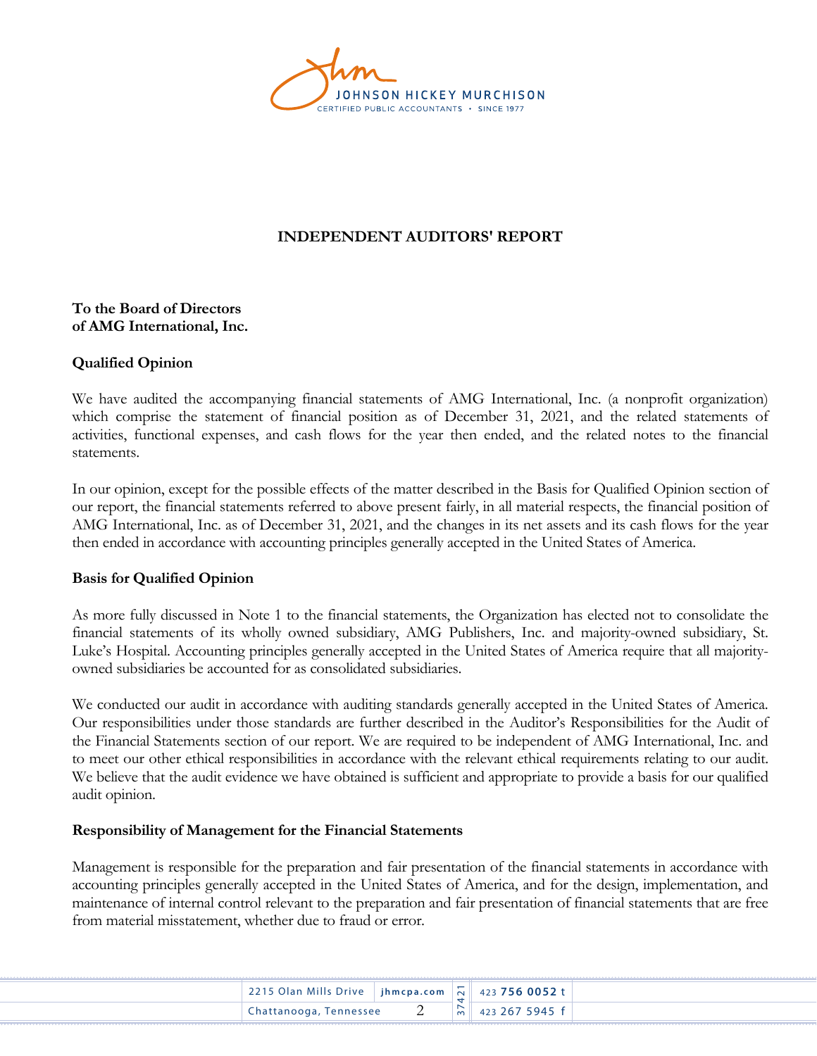# INDEPENDENT AUDITORS' REPORT

**To the Board of Directors**
**of AMG International, Inc.**

## Qualified Opinion

We have audited the accompanying financial statements of AMG International, Inc. (a nonprofit organization) which comprise the statement of financial position as of December 31, 2021, and the related statements of activities, functional expenses, and cash flows for the year then ended, and the related notes to the financial statements.

In our opinion, except for the possible effects of the matter described in the Basis for Qualified Opinion section of our report, the financial statements referred to above present fairly, in all material respects, the financial position of AMG International, Inc. as of December 31, 2021, and the changes in its net assets and its cash flows for the year then ended in accordance with accounting principles generally accepted in the United States of America.

## Basis for Qualified Opinion

As more fully discussed in Note 1 to the financial statements, the Organization has elected not to consolidate the financial statements of its wholly owned subsidiary, AMG Publishers, Inc. and majority-owned subsidiary, St. Luke's Hospital. Accounting principles generally accepted in the United States of America require that all majority-owned subsidiaries be accounted for as consolidated subsidiaries.

We conducted our audit in accordance with auditing standards generally accepted in the United States of America. Our responsibilities under those standards are further described in the Auditor's Responsibilities for the Audit of the Financial Statements section of our report. We are required to be independent of AMG International, Inc. and to meet our other ethical responsibilities in accordance with the relevant ethical requirements relating to our audit. We believe that the audit evidence we have obtained is sufficient and appropriate to provide a basis for our qualified audit opinion.

## Responsibility of Management for the Financial Statements

Management is responsible for the preparation and fair presentation of the financial statements in accordance with accounting principles generally accepted in the United States of America, and for the design, implementation, and maintenance of internal control relevant to the preparation and fair presentation of financial statements that are free from material misstatement, whether due to fraud or error.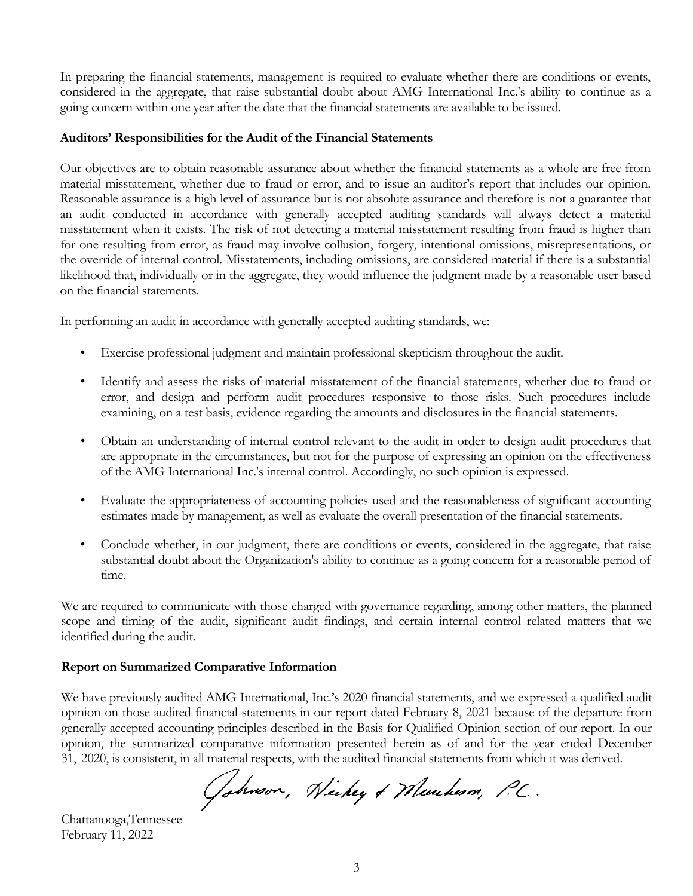In preparing the financial statements, management is required to evaluate whether there are conditions or events, considered in the aggregate, that raise substantial doubt about AMG International Inc.'s ability to continue as a going concern within one year after the date that the financial statements are available to be issued.

**Auditors' Responsibilities for the Audit of the Financial Statements**

Our objectives are to obtain reasonable assurance about whether the financial statements as a whole are free from material misstatement, whether due to fraud or error, and to issue an auditor's report that includes our opinion. Reasonable assurance is a high level of assurance but is not absolute assurance and therefore is not a guarantee that an audit conducted in accordance with generally accepted auditing standards will always detect a material misstatement when it exists. The risk of not detecting a material misstatement resulting from fraud is higher than for one resulting from error, as fraud may involve collusion, forgery, intentional omissions, misrepresentations, or the override of internal control. Misstatements, including omissions, are considered material if there is a substantial likelihood that, individually or in the aggregate, they would influence the judgment made by a reasonable user based on the financial statements.

In performing an audit in accordance with generally accepted auditing standards, we:

- Exercise professional judgment and maintain professional skepticism throughout the audit.
- Identify and assess the risks of material misstatement of the financial statements, whether due to fraud or error, and design and perform audit procedures responsive to those risks. Such procedures include examining, on a test basis, evidence regarding the amounts and disclosures in the financial statements.
- Obtain an understanding of internal control relevant to the audit in order to design audit procedures that are appropriate in the circumstances, but not for the purpose of expressing an opinion on the effectiveness of the AMG International Inc.'s internal control. Accordingly, no such opinion is expressed.
- Evaluate the appropriateness of accounting policies used and the reasonableness of significant accounting estimates made by management, as well as evaluate the overall presentation of the financial statements.
- Conclude whether, in our judgment, there are conditions or events, considered in the aggregate, that raise substantial doubt about the Organization's ability to continue as a going concern for a reasonable period of time.

We are required to communicate with those charged with governance regarding, among other matters, the planned scope and timing of the audit, significant audit findings, and certain internal control related matters that we identified during the audit.

**Report on Summarized Comparative Information**

We have previously audited AMG International, Inc.'s 2020 financial statements, and we expressed a qualified audit opinion on those audited financial statements in our report dated February 8, 2021 because of the departure from generally accepted accounting principles described in the Basis for Qualified Opinion section of our report. In our opinion, the summarized comparative information presented herein as of and for the year ended December 31, 2020, is consistent, in all material respects, with the audited financial statements from which it was derived.

Johnson, Hickey & Murchison, P.C.

Chattanooga,Tennessee
February 11, 2022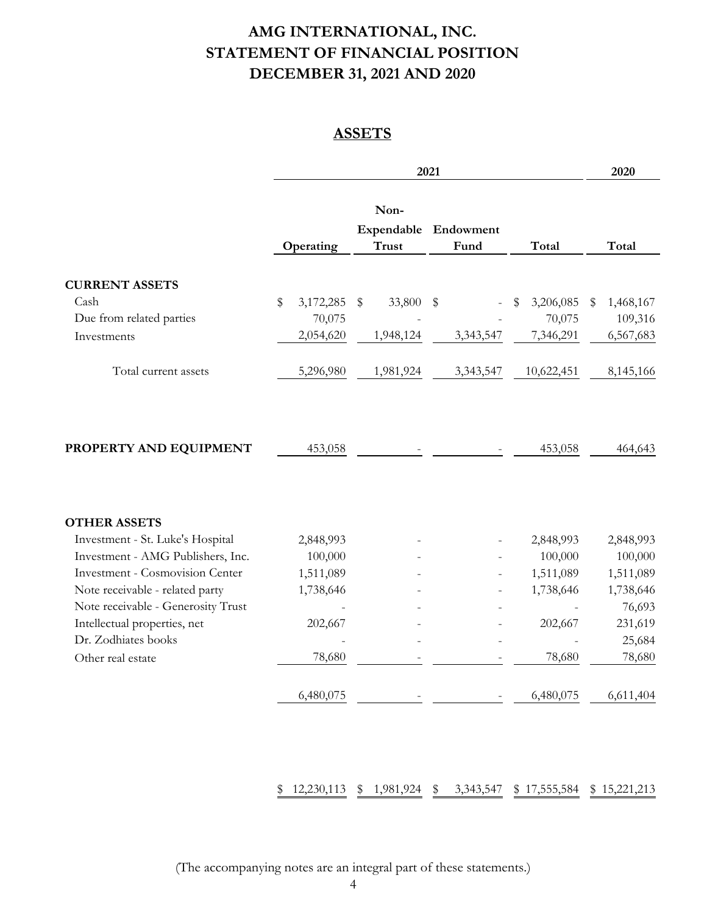# AMG INTERNATIONAL, INC.
# STATEMENT OF FINANCIAL POSITION
# DECEMBER 31, 2021 AND 2020

## ASSETS

| | 2021 | | | | 2020 |
|---|---|---|---|---|---|
| | Operating | Non-Expendable Trust | Endowment Fund | Total | Total |
| **CURRENT ASSETS** | | | | | |
| Cash | $ 3,172,285 | $ 33,800 | $ - | $ 3,206,085 | $ 1,468,167 |
| Due from related parties | 70,075 | - | - | 70,075 | 109,316 |
| Investments | 2,054,620 | 1,948,124 | 3,343,547 | 7,346,291 | 6,567,683 |
| Total current assets | 5,296,980 | 1,981,924 | 3,343,547 | 10,622,451 | 8,145,166 |
| **PROPERTY AND EQUIPMENT** | 453,058 | - | - | 453,058 | 464,643 |
| **OTHER ASSETS** | | | | | |
| Investment - St. Luke's Hospital | 2,848,993 | - | - | 2,848,993 | 2,848,993 |
| Investment - AMG Publishers, Inc. | 100,000 | - | - | 100,000 | 100,000 |
| Investment - Cosmovision Center | 1,511,089 | - | - | 1,511,089 | 1,511,089 |
| Note receivable - related party | 1,738,646 | - | - | 1,738,646 | 1,738,646 |
| Note receivable - Generosity Trust | - | - | - | - | 76,693 |
| Intellectual properties, net | 202,667 | - | - | 202,667 | 231,619 |
| Dr. Zodhiates books | - | - | - | - | 25,684 |
| Other real estate | 78,680 | - | - | 78,680 | 78,680 |
| | 6,480,075 | - | - | 6,480,075 | 6,611,404 |
| | $ 12,230,113 | $ 1,981,924 | $ 3,343,547 | $ 17,555,584 | $ 15,221,213 |

(The accompanying notes are an integral part of these statements.)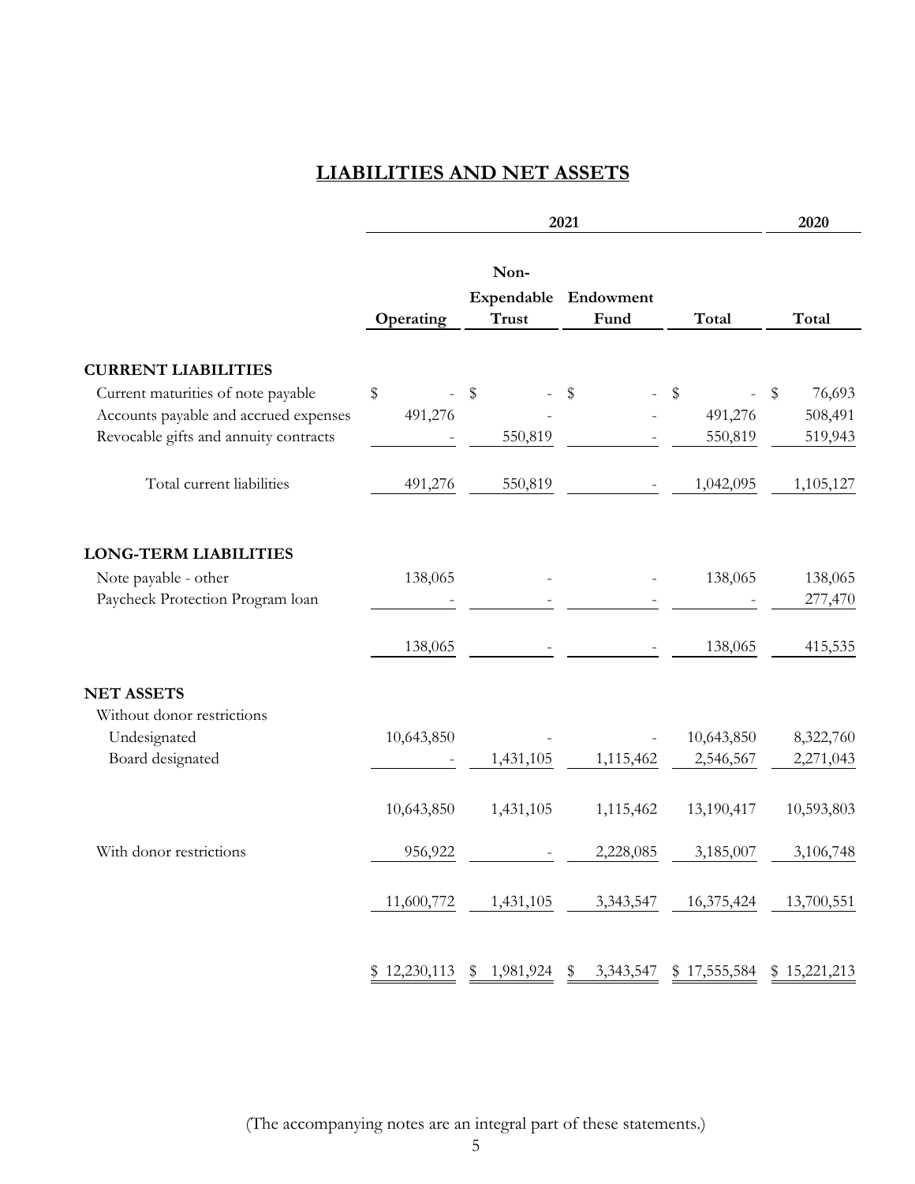## LIABILITIES AND NET ASSETS

| | 2021 | | | | 2020 |
|---|---|---|---|---|---|
| | Operating | Non-Expendable Trust | Endowment Fund | Total | Total |
| **CURRENT LIABILITIES** | | | | | |
| Current maturities of note payable | $ - | $ - | $ - | $ - | $ 76,693 |
| Accounts payable and accrued expenses | 491,276 | - | - | 491,276 | 508,491 |
| Revocable gifts and annuity contracts | - | 550,819 | - | 550,819 | 519,943 |
| Total current liabilities | 491,276 | 550,819 | - | 1,042,095 | 1,105,127 |
| **LONG-TERM LIABILITIES** | | | | | |
| Note payable - other | 138,065 | - | - | 138,065 | 138,065 |
| Paycheck Protection Program loan | - | - | - | - | 277,470 |
| | 138,065 | - | - | 138,065 | 415,535 |
| **NET ASSETS** | | | | | |
| Without donor restrictions | | | | | |
| Undesignated | 10,643,850 | - | - | 10,643,850 | 8,322,760 |
| Board designated | - | 1,431,105 | 1,115,462 | 2,546,567 | 2,271,043 |
| | 10,643,850 | 1,431,105 | 1,115,462 | 13,190,417 | 10,593,803 |
| With donor restrictions | 956,922 | - | 2,228,085 | 3,185,007 | 3,106,748 |
| | 11,600,772 | 1,431,105 | 3,343,547 | 16,375,424 | 13,700,551 |
| | $ 12,230,113 | $ 1,981,924 | $ 3,343,547 | $ 17,555,584 | $ 15,221,213 |

(The accompanying notes are an integral part of these statements.)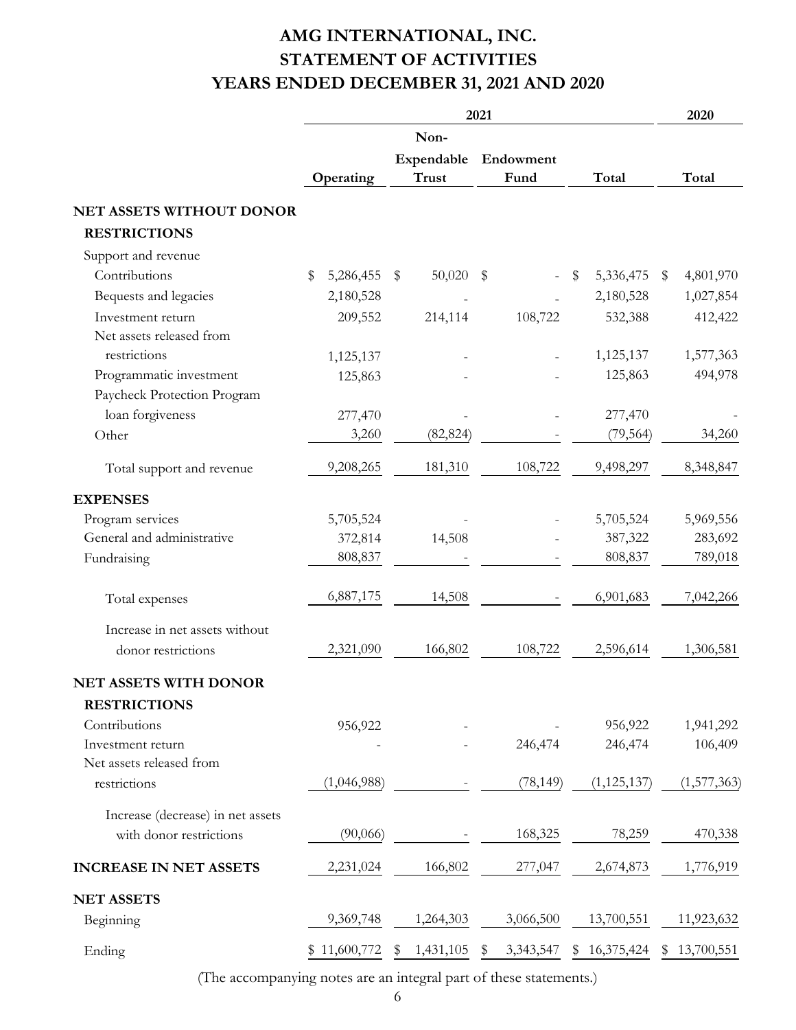# AMG INTERNATIONAL, INC.
# STATEMENT OF ACTIVITIES
# YEARS ENDED DECEMBER 31, 2021 AND 2020

| | 2021 | | | | 2020 |
|---|---|---|---|---|---|
| | Operating | Non-Expendable Trust | Endowment Fund | Total | Total |
| **NET ASSETS WITHOUT DONOR RESTRICTIONS** | | | | | |
| Support and revenue | | | | | |
| Contributions | $ 5,286,455 | $ 50,020 | $ - | $ 5,336,475 | $ 4,801,970 |
| Bequests and legacies | 2,180,528 | - | - | 2,180,528 | 1,027,854 |
| Investment return | 209,552 | 214,114 | 108,722 | 532,388 | 412,422 |
| Net assets released from restrictions | 1,125,137 | - | - | 1,125,137 | 1,577,363 |
| Programmatic investment | 125,863 | - | - | 125,863 | 494,978 |
| Paycheck Protection Program loan forgiveness | 277,470 | - | - | 277,470 | - |
| Other | 3,260 | (82,824) | - | (79,564) | 34,260 |
| Total support and revenue | 9,208,265 | 181,310 | 108,722 | 9,498,297 | 8,348,847 |
| **EXPENSES** | | | | | |
| Program services | 5,705,524 | - | - | 5,705,524 | 5,969,556 |
| General and administrative | 372,814 | 14,508 | - | 387,322 | 283,692 |
| Fundraising | 808,837 | - | - | 808,837 | 789,018 |
| Total expenses | 6,887,175 | 14,508 | - | 6,901,683 | 7,042,266 |
| Increase in net assets without donor restrictions | 2,321,090 | 166,802 | 108,722 | 2,596,614 | 1,306,581 |
| **NET ASSETS WITH DONOR RESTRICTIONS** | | | | | |
| Contributions | 956,922 | - | - | 956,922 | 1,941,292 |
| Investment return | - | - | 246,474 | 246,474 | 106,409 |
| Net assets released from restrictions | (1,046,988) | - | (78,149) | (1,125,137) | (1,577,363) |
| Increase (decrease) in net assets with donor restrictions | (90,066) | - | 168,325 | 78,259 | 470,338 |
| **INCREASE IN NET ASSETS** | 2,231,024 | 166,802 | 277,047 | 2,674,873 | 1,776,919 |
| **NET ASSETS** | | | | | |
| Beginning | 9,369,748 | 1,264,303 | 3,066,500 | 13,700,551 | 11,923,632 |
| Ending | $ 11,600,772 | $ 1,431,105 | $ 3,343,547 | $ 16,375,424 | $ 13,700,551 |

(The accompanying notes are an integral part of these statements.)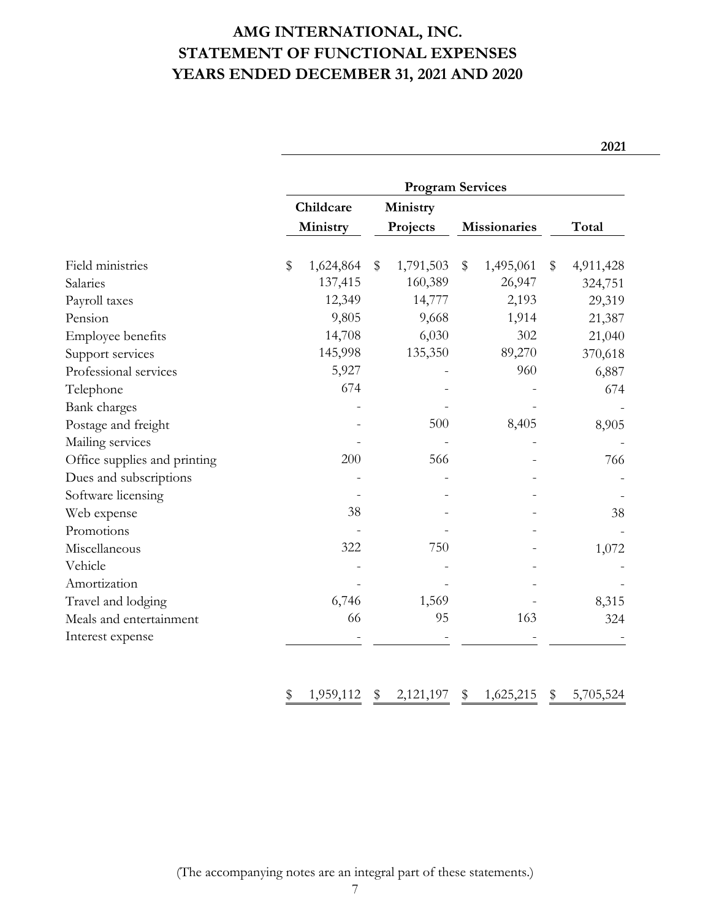# AMG INTERNATIONAL, INC.
# STATEMENT OF FUNCTIONAL EXPENSES
# YEARS ENDED DECEMBER 31, 2021 AND 2020

| | 2021 | | | |
|---|---|---|---|---|
| | Program Services | | | |
| | Childcare Ministry | Ministry Projects | Missionaries | Total |
| Field ministries | $ 1,624,864 | $ 1,791,503 | $ 1,495,061 | $ 4,911,428 |
| Salaries | 137,415 | 160,389 | 26,947 | 324,751 |
| Payroll taxes | 12,349 | 14,777 | 2,193 | 29,319 |
| Pension | 9,805 | 9,668 | 1,914 | 21,387 |
| Employee benefits | 14,708 | 6,030 | 302 | 21,040 |
| Support services | 145,998 | 135,350 | 89,270 | 370,618 |
| Professional services | 5,927 | - | 960 | 6,887 |
| Telephone | 674 | - | - | 674 |
| Bank charges | - | - | - | - |
| Postage and freight | - | 500 | 8,405 | 8,905 |
| Mailing services | - | - | - | - |
| Office supplies and printing | 200 | 566 | - | 766 |
| Dues and subscriptions | - | - | - | - |
| Software licensing | - | - | - | - |
| Web expense | 38 | - | - | 38 |
| Promotions | - | - | - | - |
| Miscellaneous | 322 | 750 | - | 1,072 |
| Vehicle | - | - | - | - |
| Amortization | - | - | - | - |
| Travel and lodging | 6,746 | 1,569 | - | 8,315 |
| Meals and entertainment | 66 | 95 | 163 | 324 |
| Interest expense | - | - | - | - |
| | $ 1,959,112 | $ 2,121,197 | $ 1,625,215 | $ 5,705,524 |

(The accompanying notes are an integral part of these statements.)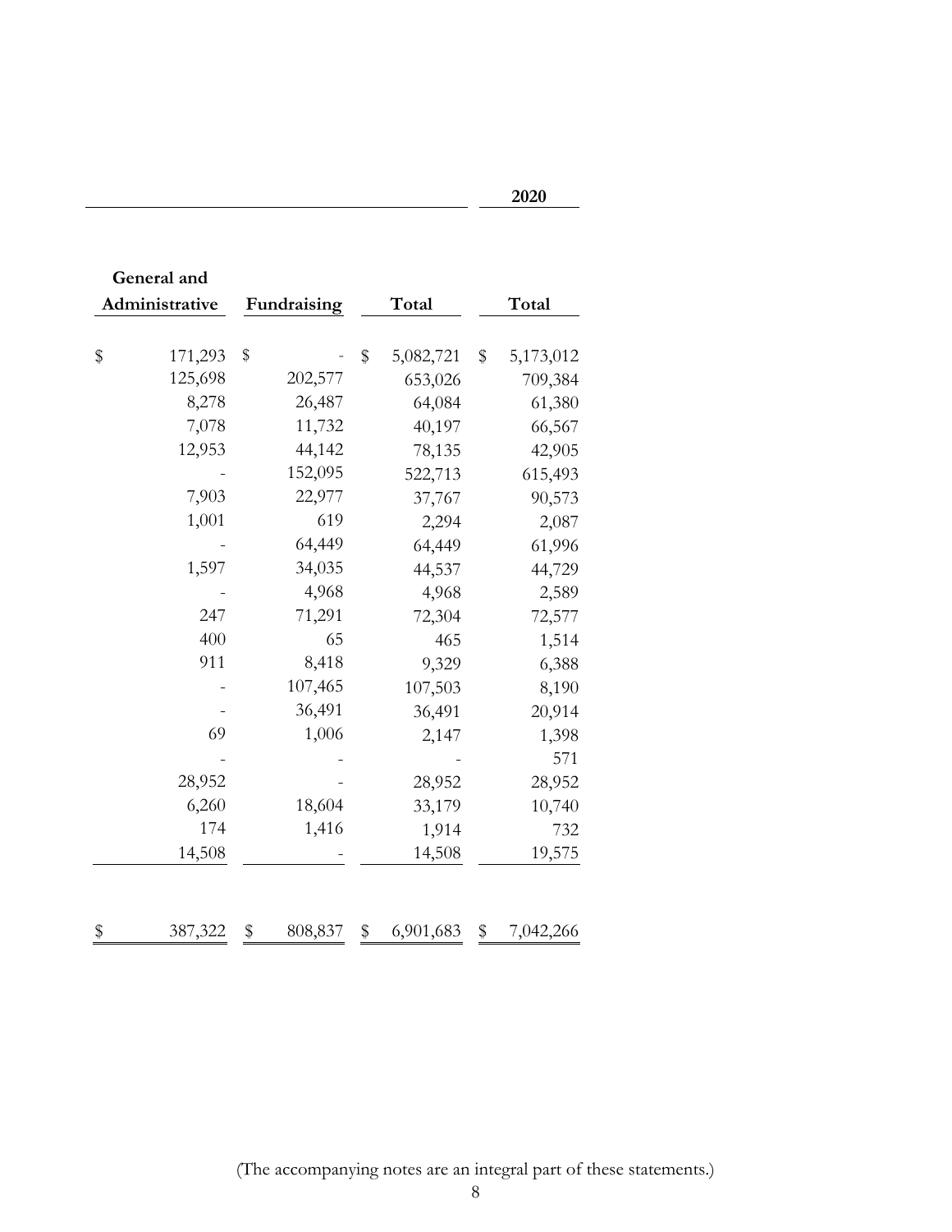| General and Administrative | Fundraising | Total | 2020 Total |
|---|---|---|---|
| $ 171,293 | $ - | $ 5,082,721 | $ 5,173,012 |
| 125,698 | 202,577 | 653,026 | 709,384 |
| 8,278 | 26,487 | 64,084 | 61,380 |
| 7,078 | 11,732 | 40,197 | 66,567 |
| 12,953 | 44,142 | 78,135 | 42,905 |
| - | 152,095 | 522,713 | 615,493 |
| 7,903 | 22,977 | 37,767 | 90,573 |
| 1,001 | 619 | 2,294 | 2,087 |
| - | 64,449 | 64,449 | 61,996 |
| 1,597 | 34,035 | 44,537 | 44,729 |
| - | 4,968 | 4,968 | 2,589 |
| 247 | 71,291 | 72,304 | 72,577 |
| 400 | 65 | 465 | 1,514 |
| 911 | 8,418 | 9,329 | 6,388 |
| - | 107,465 | 107,503 | 8,190 |
| - | 36,491 | 36,491 | 20,914 |
| 69 | 1,006 | 2,147 | 1,398 |
| - | - | - | 571 |
| 28,952 | - | 28,952 | 28,952 |
| 6,260 | 18,604 | 33,179 | 10,740 |
| 174 | 1,416 | 1,914 | 732 |
| 14,508 | - | 14,508 | 19,575 |
| $ 387,322 | $ 808,837 | $ 6,901,683 | $ 7,042,266 |

(The accompanying notes are an integral part of these statements.)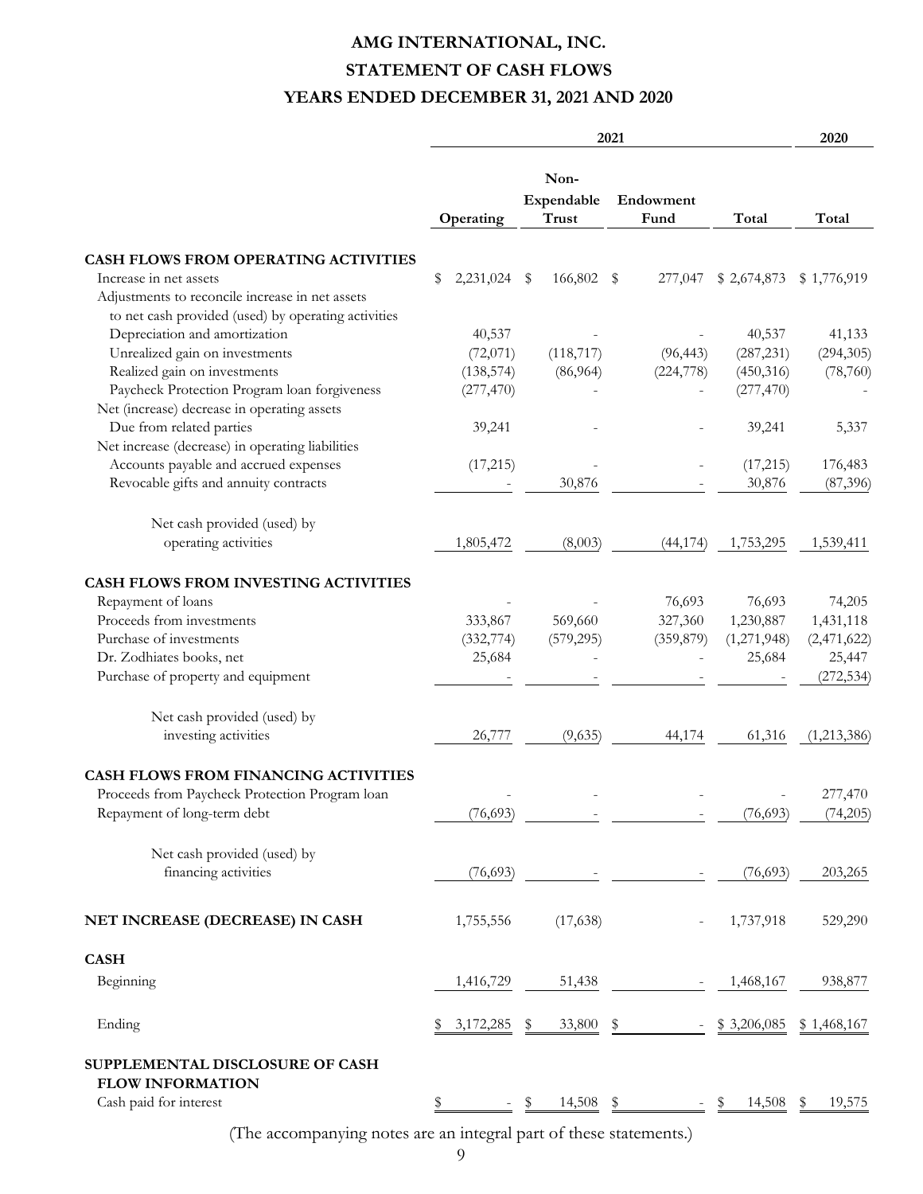# AMG INTERNATIONAL, INC.
# STATEMENT OF CASH FLOWS
# YEARS ENDED DECEMBER 31, 2021 AND 2020

| | 2021 | | | | 2020 |
|---|---|---|---|---|---|
| | Operating | Non-Expendable Trust | Endowment Fund | Total | Total |
| **CASH FLOWS FROM OPERATING ACTIVITIES** | | | | | |
| Increase in net assets | $ 2,231,024 | $ 166,802 | $ 277,047 | $ 2,674,873 | $ 1,776,919 |
| Adjustments to reconcile increase in net assets to net cash provided (used) by operating activities | | | | | |
| Depreciation and amortization | 40,537 | - | - | 40,537 | 41,133 |
| Unrealized gain on investments | (72,071) | (118,717) | (96,443) | (287,231) | (294,305) |
| Realized gain on investments | (138,574) | (86,964) | (224,778) | (450,316) | (78,760) |
| Paycheck Protection Program loan forgiveness | (277,470) | - | - | (277,470) | - |
| Net (increase) decrease in operating assets | | | | | |
| Due from related parties | 39,241 | - | - | 39,241 | 5,337 |
| Net increase (decrease) in operating liabilities | | | | | |
| Accounts payable and accrued expenses | (17,215) | - | - | (17,215) | 176,483 |
| Revocable gifts and annuity contracts | - | 30,876 | - | 30,876 | (87,396) |
| Net cash provided (used) by operating activities | 1,805,472 | (8,003) | (44,174) | 1,753,295 | 1,539,411 |
| **CASH FLOWS FROM INVESTING ACTIVITIES** | | | | | |
| Repayment of loans | - | - | 76,693 | 76,693 | 74,205 |
| Proceeds from investments | 333,867 | 569,660 | 327,360 | 1,230,887 | 1,431,118 |
| Purchase of investments | (332,774) | (579,295) | (359,879) | (1,271,948) | (2,471,622) |
| Dr. Zodhiates books, net | 25,684 | - | - | 25,684 | 25,447 |
| Purchase of property and equipment | - | - | - | - | (272,534) |
| Net cash provided (used) by investing activities | 26,777 | (9,635) | 44,174 | 61,316 | (1,213,386) |
| **CASH FLOWS FROM FINANCING ACTIVITIES** | | | | | |
| Proceeds from Paycheck Protection Program loan | - | - | - | - | 277,470 |
| Repayment of long-term debt | (76,693) | - | - | (76,693) | (74,205) |
| Net cash provided (used) by financing activities | (76,693) | - | - | (76,693) | 203,265 |
| **NET INCREASE (DECREASE) IN CASH** | 1,755,556 | (17,638) | - | 1,737,918 | 529,290 |
| **CASH** | | | | | |
| Beginning | 1,416,729 | 51,438 | - | 1,468,167 | 938,877 |
| Ending | $ 3,172,285 | $ 33,800 | $ - | $ 3,206,085 | $ 1,468,167 |
| **SUPPLEMENTAL DISCLOSURE OF CASH FLOW INFORMATION** | | | | | |
| Cash paid for interest | $ - | $ 14,508 | $ - | $ 14,508 | $ 19,575 |

(The accompanying notes are an integral part of these statements.)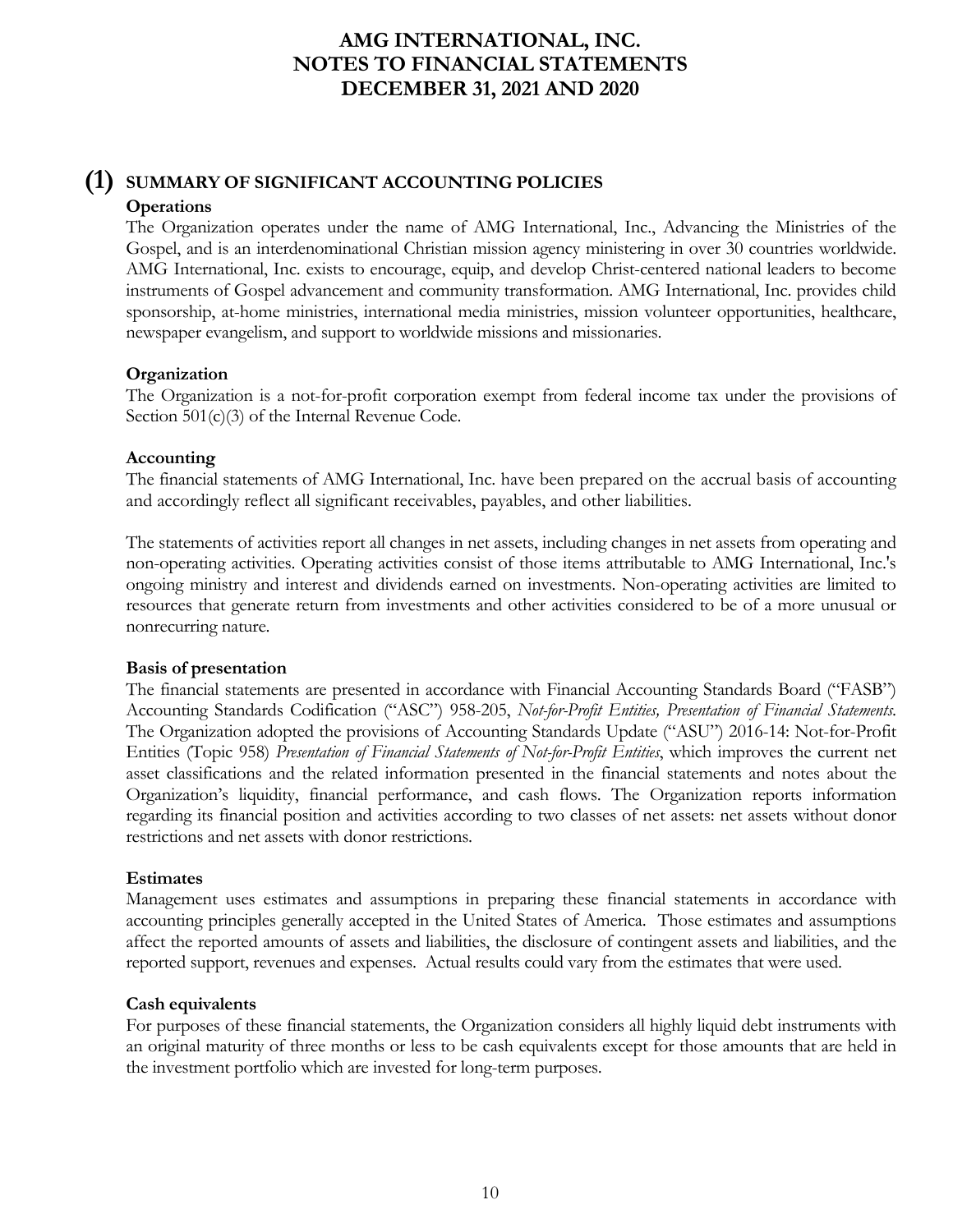# AMG INTERNATIONAL, INC.
# NOTES TO FINANCIAL STATEMENTS
# DECEMBER 31, 2021 AND 2020

## (1) SUMMARY OF SIGNIFICANT ACCOUNTING POLICIES

**Operations**

The Organization operates under the name of AMG International, Inc., Advancing the Ministries of the Gospel, and is an interdenominational Christian mission agency ministering in over 30 countries worldwide. AMG International, Inc. exists to encourage, equip, and develop Christ-centered national leaders to become instruments of Gospel advancement and community transformation. AMG International, Inc. provides child sponsorship, at-home ministries, international media ministries, mission volunteer opportunities, healthcare, newspaper evangelism, and support to worldwide missions and missionaries.

**Organization**

The Organization is a not-for-profit corporation exempt from federal income tax under the provisions of Section 501(c)(3) of the Internal Revenue Code.

**Accounting**

The financial statements of AMG International, Inc. have been prepared on the accrual basis of accounting and accordingly reflect all significant receivables, payables, and other liabilities.

The statements of activities report all changes in net assets, including changes in net assets from operating and non-operating activities. Operating activities consist of those items attributable to AMG International, Inc.'s ongoing ministry and interest and dividends earned on investments. Non-operating activities are limited to resources that generate return from investments and other activities considered to be of a more unusual or nonrecurring nature.

**Basis of presentation**

The financial statements are presented in accordance with Financial Accounting Standards Board ("FASB") Accounting Standards Codification ("ASC") 958-205, *Not-for-Profit Entities, Presentation of Financial Statements*. The Organization adopted the provisions of Accounting Standards Update ("ASU") 2016-14: Not-for-Profit Entities (Topic 958) *Presentation of Financial Statements of Not-for-Profit Entities*, which improves the current net asset classifications and the related information presented in the financial statements and notes about the Organization's liquidity, financial performance, and cash flows. The Organization reports information regarding its financial position and activities according to two classes of net assets: net assets without donor restrictions and net assets with donor restrictions.

**Estimates**

Management uses estimates and assumptions in preparing these financial statements in accordance with accounting principles generally accepted in the United States of America. Those estimates and assumptions affect the reported amounts of assets and liabilities, the disclosure of contingent assets and liabilities, and the reported support, revenues and expenses. Actual results could vary from the estimates that were used.

**Cash equivalents**

For purposes of these financial statements, the Organization considers all highly liquid debt instruments with an original maturity of three months or less to be cash equivalents except for those amounts that are held in the investment portfolio which are invested for long-term purposes.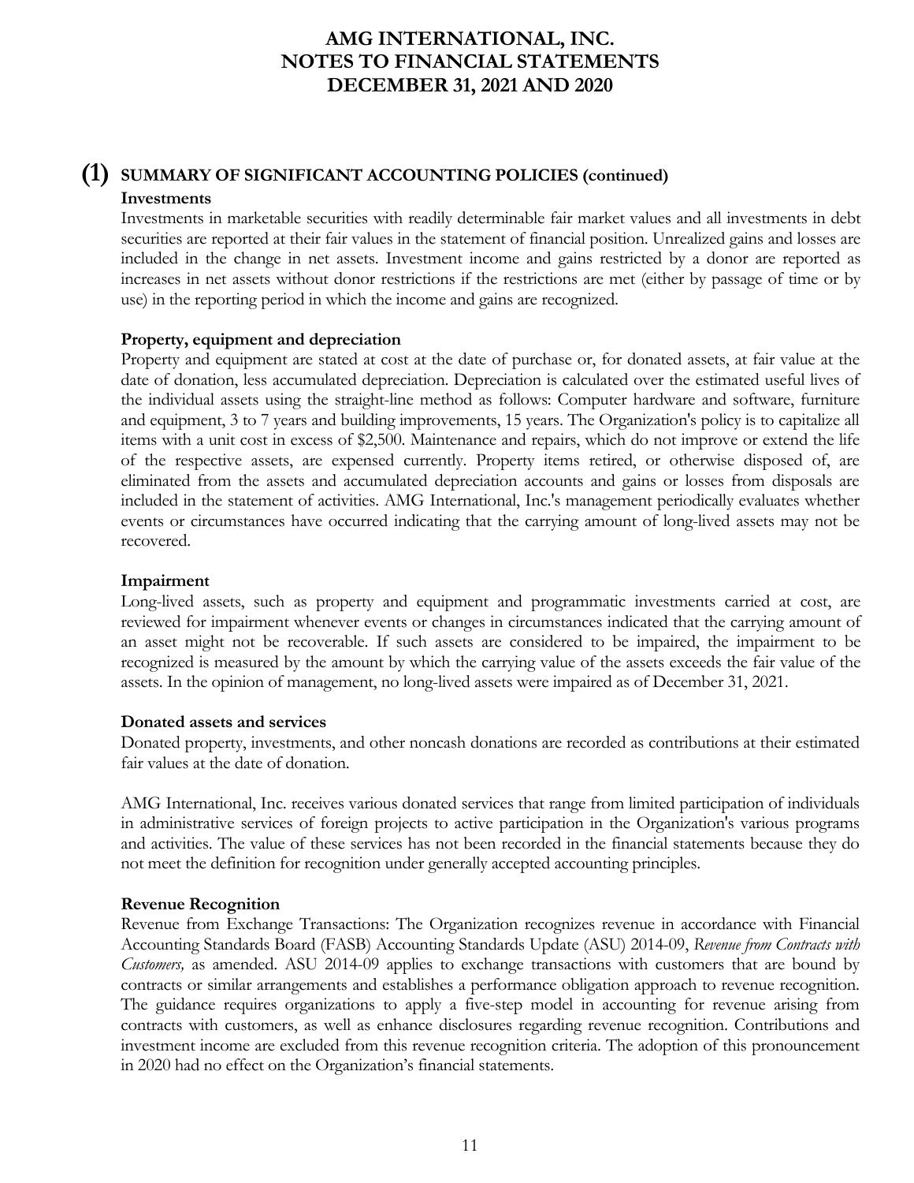## (1) SUMMARY OF SIGNIFICANT ACCOUNTING POLICIES (continued)

**Investments**

Investments in marketable securities with readily determinable fair market values and all investments in debt securities are reported at their fair values in the statement of financial position. Unrealized gains and losses are included in the change in net assets. Investment income and gains restricted by a donor are reported as increases in net assets without donor restrictions if the restrictions are met (either by passage of time or by use) in the reporting period in which the income and gains are recognized.

**Property, equipment and depreciation**

Property and equipment are stated at cost at the date of purchase or, for donated assets, at fair value at the date of donation, less accumulated depreciation. Depreciation is calculated over the estimated useful lives of the individual assets using the straight-line method as follows: Computer hardware and software, furniture and equipment, 3 to 7 years and building improvements, 15 years. The Organization's policy is to capitalize all items with a unit cost in excess of $2,500. Maintenance and repairs, which do not improve or extend the life of the respective assets, are expensed currently. Property items retired, or otherwise disposed of, are eliminated from the assets and accumulated depreciation accounts and gains or losses from disposals are included in the statement of activities. AMG International, Inc.'s management periodically evaluates whether events or circumstances have occurred indicating that the carrying amount of long-lived assets may not be recovered.

**Impairment**

Long-lived assets, such as property and equipment and programmatic investments carried at cost, are reviewed for impairment whenever events or changes in circumstances indicated that the carrying amount of an asset might not be recoverable. If such assets are considered to be impaired, the impairment to be recognized is measured by the amount by which the carrying value of the assets exceeds the fair value of the assets. In the opinion of management, no long-lived assets were impaired as of December 31, 2021.

**Donated assets and services**

Donated property, investments, and other noncash donations are recorded as contributions at their estimated fair values at the date of donation.

AMG International, Inc. receives various donated services that range from limited participation of individuals in administrative services of foreign projects to active participation in the Organization's various programs and activities. The value of these services has not been recorded in the financial statements because they do not meet the definition for recognition under generally accepted accounting principles.

**Revenue Recognition**

Revenue from Exchange Transactions: The Organization recognizes revenue in accordance with Financial Accounting Standards Board (FASB) Accounting Standards Update (ASU) 2014-09, *Revenue from Contracts with Customers,* as amended. ASU 2014-09 applies to exchange transactions with customers that are bound by contracts or similar arrangements and establishes a performance obligation approach to revenue recognition. The guidance requires organizations to apply a five-step model in accounting for revenue arising from contracts with customers, as well as enhance disclosures regarding revenue recognition. Contributions and investment income are excluded from this revenue recognition criteria. The adoption of this pronouncement in 2020 had no effect on the Organization's financial statements.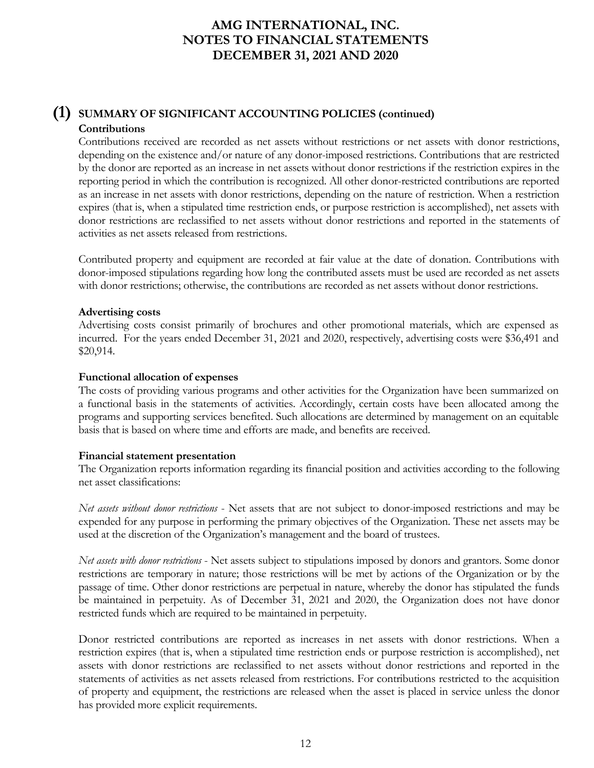## (1) SUMMARY OF SIGNIFICANT ACCOUNTING POLICIES (continued)

**Contributions**

Contributions received are recorded as net assets without restrictions or net assets with donor restrictions, depending on the existence and/or nature of any donor-imposed restrictions. Contributions that are restricted by the donor are reported as an increase in net assets without donor restrictions if the restriction expires in the reporting period in which the contribution is recognized. All other donor-restricted contributions are reported as an increase in net assets with donor restrictions, depending on the nature of restriction. When a restriction expires (that is, when a stipulated time restriction ends, or purpose restriction is accomplished), net assets with donor restrictions are reclassified to net assets without donor restrictions and reported in the statements of activities as net assets released from restrictions.

Contributed property and equipment are recorded at fair value at the date of donation. Contributions with donor-imposed stipulations regarding how long the contributed assets must be used are recorded as net assets with donor restrictions; otherwise, the contributions are recorded as net assets without donor restrictions.

**Advertising costs**

Advertising costs consist primarily of brochures and other promotional materials, which are expensed as incurred. For the years ended December 31, 2021 and 2020, respectively, advertising costs were $36,491 and $20,914.

**Functional allocation of expenses**

The costs of providing various programs and other activities for the Organization have been summarized on a functional basis in the statements of activities. Accordingly, certain costs have been allocated among the programs and supporting services benefited. Such allocations are determined by management on an equitable basis that is based on where time and efforts are made, and benefits are received.

**Financial statement presentation**

The Organization reports information regarding its financial position and activities according to the following net asset classifications:

*Net assets without donor restrictions* - Net assets that are not subject to donor-imposed restrictions and may be expended for any purpose in performing the primary objectives of the Organization. These net assets may be used at the discretion of the Organization's management and the board of trustees.

*Net assets with donor restrictions* - Net assets subject to stipulations imposed by donors and grantors. Some donor restrictions are temporary in nature; those restrictions will be met by actions of the Organization or by the passage of time. Other donor restrictions are perpetual in nature, whereby the donor has stipulated the funds be maintained in perpetuity. As of December 31, 2021 and 2020, the Organization does not have donor restricted funds which are required to be maintained in perpetuity.

Donor restricted contributions are reported as increases in net assets with donor restrictions. When a restriction expires (that is, when a stipulated time restriction ends or purpose restriction is accomplished), net assets with donor restrictions are reclassified to net assets without donor restrictions and reported in the statements of activities as net assets released from restrictions. For contributions restricted to the acquisition of property and equipment, the restrictions are released when the asset is placed in service unless the donor has provided more explicit requirements.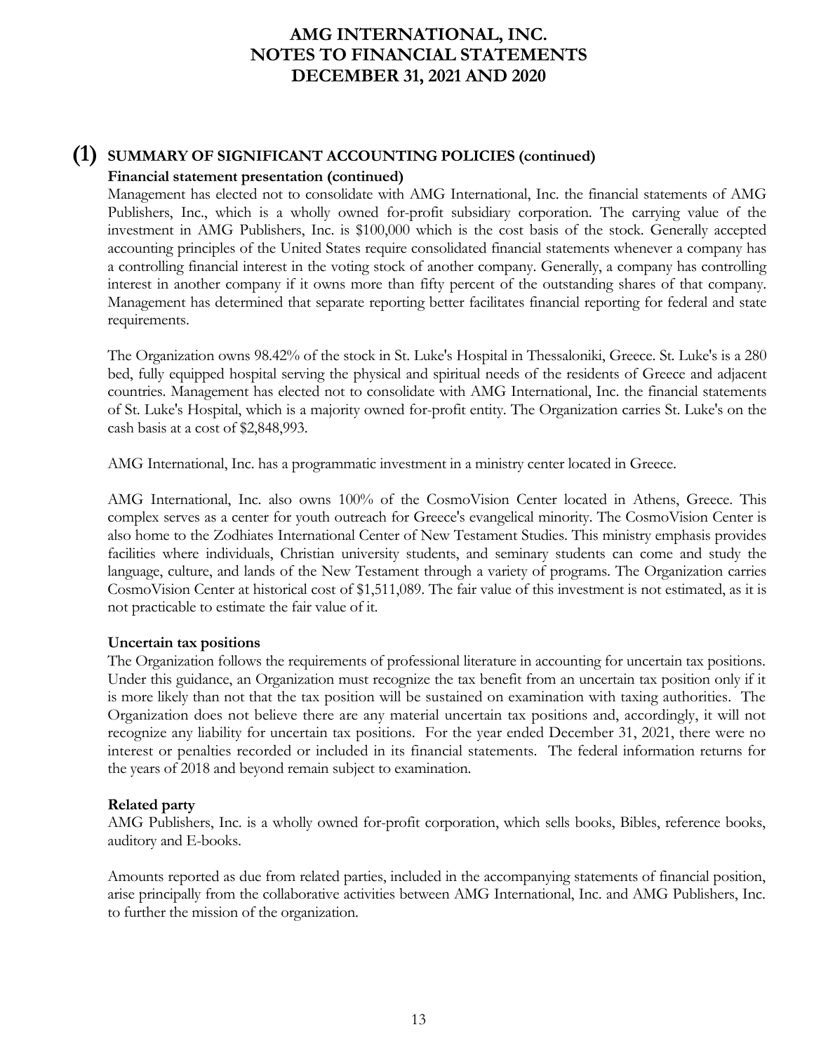## (1) SUMMARY OF SIGNIFICANT ACCOUNTING POLICIES (continued)

**Financial statement presentation (continued)**

Management has elected not to consolidate with AMG International, Inc. the financial statements of AMG Publishers, Inc., which is a wholly owned for-profit subsidiary corporation. The carrying value of the investment in AMG Publishers, Inc. is $100,000 which is the cost basis of the stock. Generally accepted accounting principles of the United States require consolidated financial statements whenever a company has a controlling financial interest in the voting stock of another company. Generally, a company has controlling interest in another company if it owns more than fifty percent of the outstanding shares of that company. Management has determined that separate reporting better facilitates financial reporting for federal and state requirements.

The Organization owns 98.42% of the stock in St. Luke's Hospital in Thessaloniki, Greece. St. Luke's is a 280 bed, fully equipped hospital serving the physical and spiritual needs of the residents of Greece and adjacent countries. Management has elected not to consolidate with AMG International, Inc. the financial statements of St. Luke's Hospital, which is a majority owned for-profit entity. The Organization carries St. Luke's on the cash basis at a cost of $2,848,993.

AMG International, Inc. has a programmatic investment in a ministry center located in Greece.

AMG International, Inc. also owns 100% of the CosmoVision Center located in Athens, Greece. This complex serves as a center for youth outreach for Greece's evangelical minority. The CosmoVision Center is also home to the Zodhiates International Center of New Testament Studies. This ministry emphasis provides facilities where individuals, Christian university students, and seminary students can come and study the language, culture, and lands of the New Testament through a variety of programs. The Organization carries CosmoVision Center at historical cost of $1,511,089. The fair value of this investment is not estimated, as it is not practicable to estimate the fair value of it.

**Uncertain tax positions**

The Organization follows the requirements of professional literature in accounting for uncertain tax positions. Under this guidance, an Organization must recognize the tax benefit from an uncertain tax position only if it is more likely than not that the tax position will be sustained on examination with taxing authorities. The Organization does not believe there are any material uncertain tax positions and, accordingly, it will not recognize any liability for uncertain tax positions. For the year ended December 31, 2021, there were no interest or penalties recorded or included in its financial statements. The federal information returns for the years of 2018 and beyond remain subject to examination.

**Related party**

AMG Publishers, Inc. is a wholly owned for-profit corporation, which sells books, Bibles, reference books, auditory and E-books.

Amounts reported as due from related parties, included in the accompanying statements of financial position, arise principally from the collaborative activities between AMG International, Inc. and AMG Publishers, Inc. to further the mission of the organization.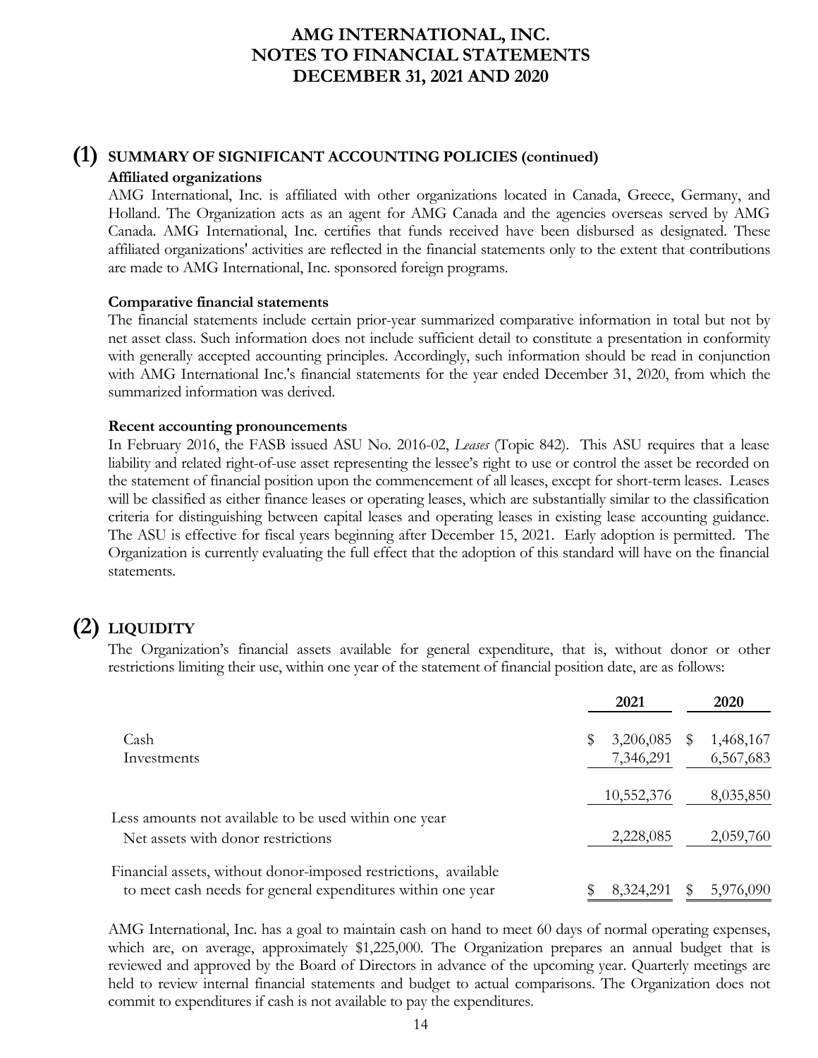# AMG INTERNATIONAL, INC.
# NOTES TO FINANCIAL STATEMENTS
# DECEMBER 31, 2021 AND 2020

## (1) SUMMARY OF SIGNIFICANT ACCOUNTING POLICIES (continued)

**Affiliated organizations**

AMG International, Inc. is affiliated with other organizations located in Canada, Greece, Germany, and Holland. The Organization acts as an agent for AMG Canada and the agencies overseas served by AMG Canada. AMG International, Inc. certifies that funds received have been disbursed as designated. These affiliated organizations' activities are reflected in the financial statements only to the extent that contributions are made to AMG International, Inc. sponsored foreign programs.

**Comparative financial statements**

The financial statements include certain prior-year summarized comparative information in total but not by net asset class. Such information does not include sufficient detail to constitute a presentation in conformity with generally accepted accounting principles. Accordingly, such information should be read in conjunction with AMG International Inc.'s financial statements for the year ended December 31, 2020, from which the summarized information was derived.

**Recent accounting pronouncements**

In February 2016, the FASB issued ASU No. 2016-02, *Leases* (Topic 842). This ASU requires that a lease liability and related right-of-use asset representing the lessee's right to use or control the asset be recorded on the statement of financial position upon the commencement of all leases, except for short-term leases. Leases will be classified as either finance leases or operating leases, which are substantially similar to the classification criteria for distinguishing between capital leases and operating leases in existing lease accounting guidance. The ASU is effective for fiscal years beginning after December 15, 2021. Early adoption is permitted. The Organization is currently evaluating the full effect that the adoption of this standard will have on the financial statements.

## (2) LIQUIDITY

The Organization's financial assets available for general expenditure, that is, without donor or other restrictions limiting their use, within one year of the statement of financial position date, are as follows:

| | 2021 | 2020 |
|---|---|---|
| Cash | $ 3,206,085 | $ 1,468,167 |
| Investments | 7,346,291 | 6,567,683 |
| | 10,552,376 | 8,035,850 |
| Less amounts not available to be used within one year | | |
| Net assets with donor restrictions | 2,228,085 | 2,059,760 |
| Financial assets, without donor-imposed restrictions, available to meet cash needs for general expenditures within one year | $ 8,324,291 | $ 5,976,090 |

AMG International, Inc. has a goal to maintain cash on hand to meet 60 days of normal operating expenses, which are, on average, approximately $1,225,000. The Organization prepares an annual budget that is reviewed and approved by the Board of Directors in advance of the upcoming year. Quarterly meetings are held to review internal financial statements and budget to actual comparisons. The Organization does not commit to expenditures if cash is not available to pay the expenditures.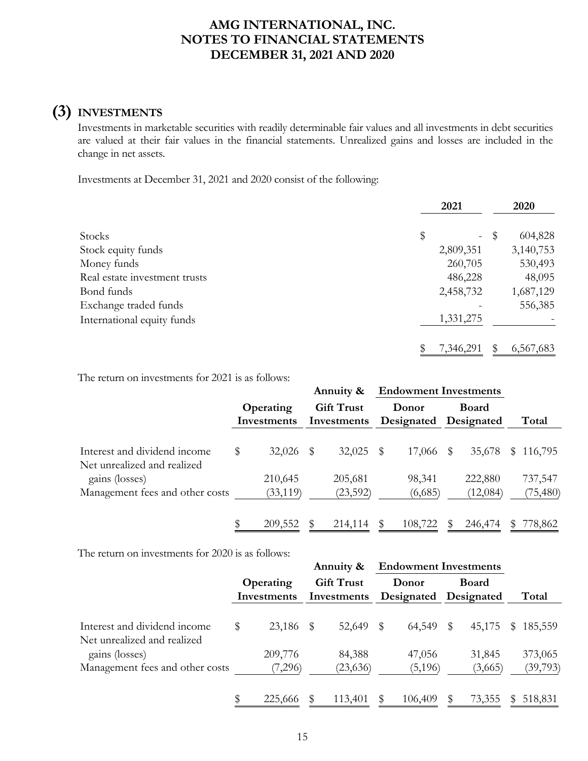## (3) INVESTMENTS

Investments in marketable securities with readily determinable fair values and all investments in debt securities are valued at their fair values in the financial statements. Unrealized gains and losses are included in the change in net assets.

Investments at December 31, 2021 and 2020 consist of the following:

| | 2021 | 2020 |
|---|---|---|
| Stocks | $ - | $ 604,828 |
| Stock equity funds | 2,809,351 | 3,140,753 |
| Money funds | 260,705 | 530,493 |
| Real estate investment trusts | 486,228 | 48,095 |
| Bond funds | 2,458,732 | 1,687,129 |
| Exchange traded funds | - | 556,385 |
| International equity funds | 1,331,275 | - |
| | $ 7,346,291 | $ 6,567,683 |

The return on investments for 2021 is as follows:

| | Operating Investments | Annuity & Gift Trust Investments | Endowment Investments Donor Designated | Endowment Investments Board Designated | Total |
|---|---|---|---|---|---|
| Interest and dividend income | $ 32,026 | $ 32,025 | $ 17,066 | $ 35,678 | $ 116,795 |
| Net unrealized and realized gains (losses) | 210,645 | 205,681 | 98,341 | 222,880 | 737,547 |
| Management fees and other costs | (33,119) | (23,592) | (6,685) | (12,084) | (75,480) |
| | $ 209,552 | $ 214,114 | $ 108,722 | $ 246,474 | $ 778,862 |

The return on investments for 2020 is as follows:

| | Operating Investments | Annuity & Gift Trust Investments | Endowment Investments Donor Designated | Endowment Investments Board Designated | Total |
|---|---|---|---|---|---|
| Interest and dividend income | $ 23,186 | $ 52,649 | $ 64,549 | $ 45,175 | $ 185,559 |
| Net unrealized and realized gains (losses) | 209,776 | 84,388 | 47,056 | 31,845 | 373,065 |
| Management fees and other costs | (7,296) | (23,636) | (5,196) | (3,665) | (39,793) |
| | $ 225,666 | $ 113,401 | $ 106,409 | $ 73,355 | $ 518,831 |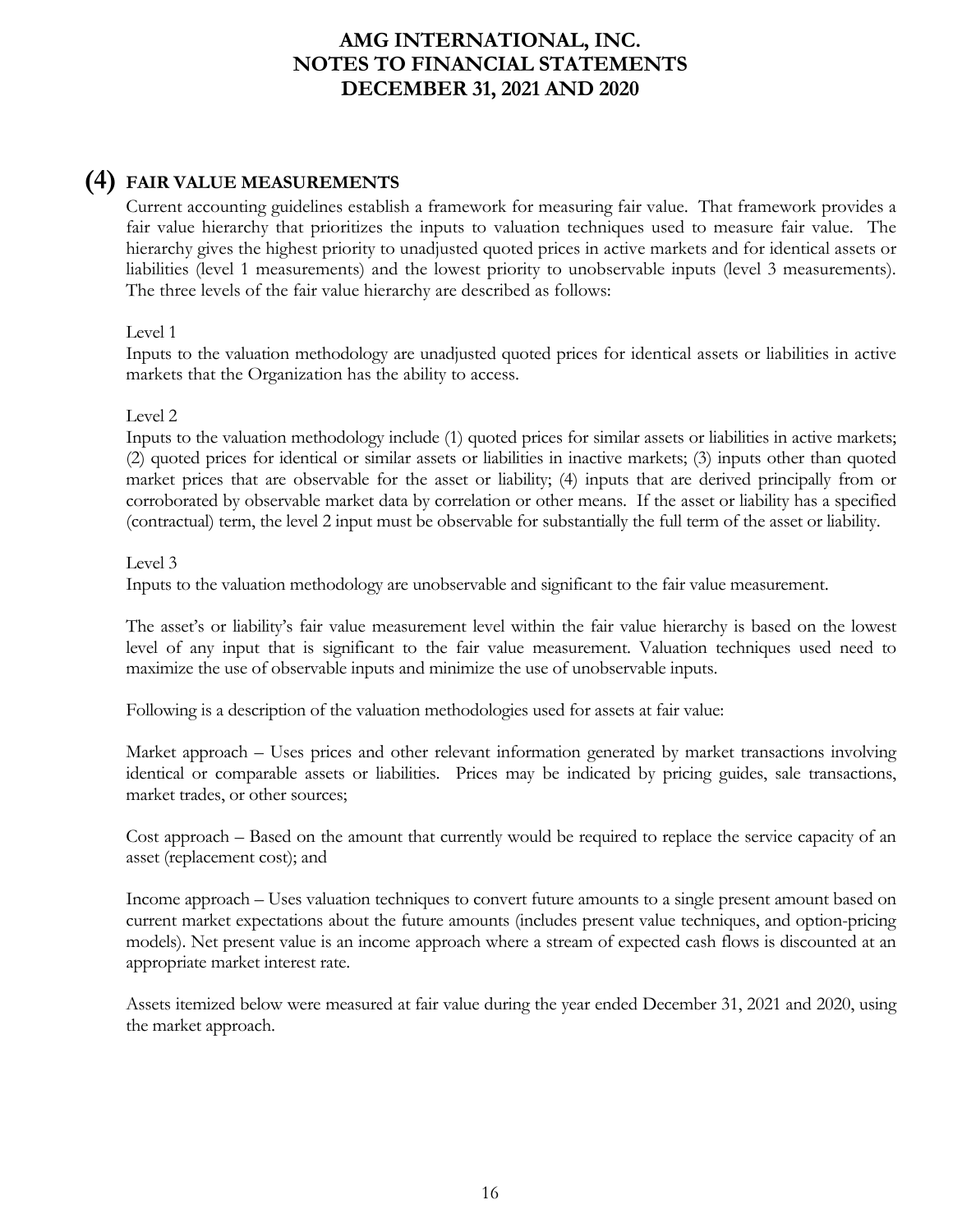## (4) FAIR VALUE MEASUREMENTS

Current accounting guidelines establish a framework for measuring fair value. That framework provides a fair value hierarchy that prioritizes the inputs to valuation techniques used to measure fair value. The hierarchy gives the highest priority to unadjusted quoted prices in active markets and for identical assets or liabilities (level 1 measurements) and the lowest priority to unobservable inputs (level 3 measurements). The three levels of the fair value hierarchy are described as follows:

Level 1
Inputs to the valuation methodology are unadjusted quoted prices for identical assets or liabilities in active markets that the Organization has the ability to access.

Level 2
Inputs to the valuation methodology include (1) quoted prices for similar assets or liabilities in active markets; (2) quoted prices for identical or similar assets or liabilities in inactive markets; (3) inputs other than quoted market prices that are observable for the asset or liability; (4) inputs that are derived principally from or corroborated by observable market data by correlation or other means. If the asset or liability has a specified (contractual) term, the level 2 input must be observable for substantially the full term of the asset or liability.

Level 3
Inputs to the valuation methodology are unobservable and significant to the fair value measurement.

The asset's or liability's fair value measurement level within the fair value hierarchy is based on the lowest level of any input that is significant to the fair value measurement. Valuation techniques used need to maximize the use of observable inputs and minimize the use of unobservable inputs.

Following is a description of the valuation methodologies used for assets at fair value:

Market approach – Uses prices and other relevant information generated by market transactions involving identical or comparable assets or liabilities. Prices may be indicated by pricing guides, sale transactions, market trades, or other sources;

Cost approach – Based on the amount that currently would be required to replace the service capacity of an asset (replacement cost); and

Income approach – Uses valuation techniques to convert future amounts to a single present amount based on current market expectations about the future amounts (includes present value techniques, and option-pricing models). Net present value is an income approach where a stream of expected cash flows is discounted at an appropriate market interest rate.

Assets itemized below were measured at fair value during the year ended December 31, 2021 and 2020, using the market approach.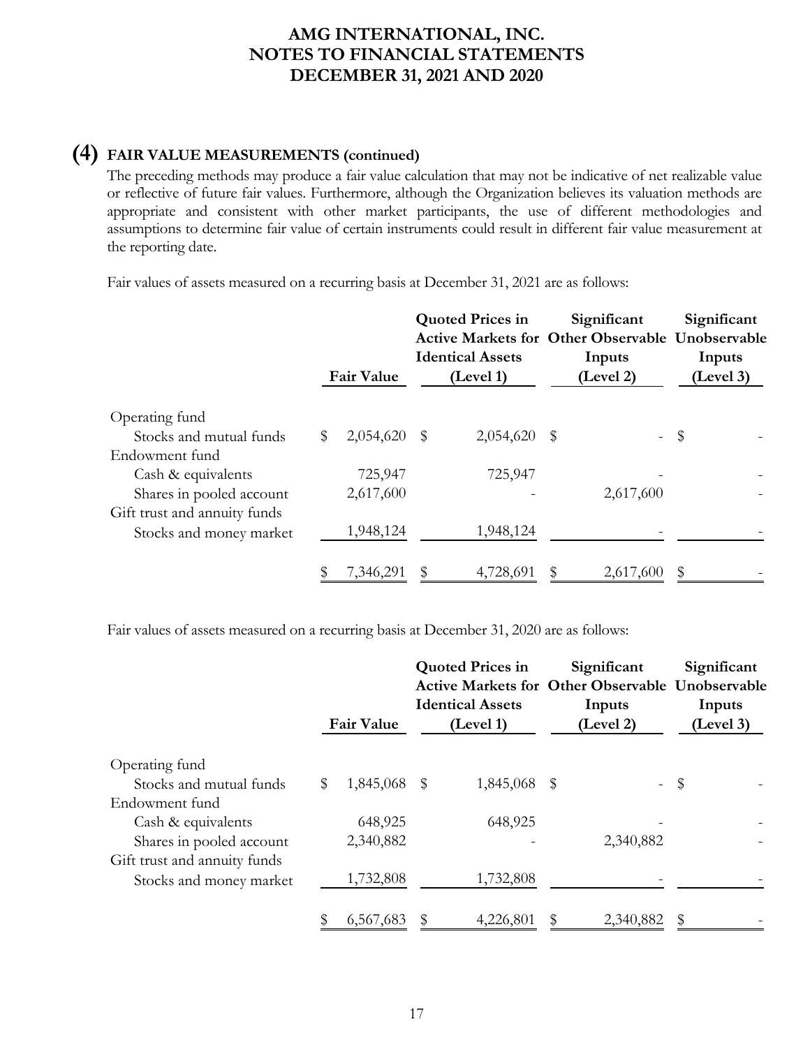## (4) FAIR VALUE MEASUREMENTS (continued)

The preceding methods may produce a fair value calculation that may not be indicative of net realizable value or reflective of future fair values. Furthermore, although the Organization believes its valuation methods are appropriate and consistent with other market participants, the use of different methodologies and assumptions to determine fair value of certain instruments could result in different fair value measurement at the reporting date.

Fair values of assets measured on a recurring basis at December 31, 2021 are as follows:

| | Fair Value | Quoted Prices in Active Markets for Identical Assets (Level 1) | Significant Other Observable Inputs (Level 2) | Significant Unobservable Inputs (Level 3) |
|---|---|---|---|---|
| Operating fund | | | | |
| Stocks and mutual funds | $ 2,054,620 | $ 2,054,620 | $ - | $ - |
| Endowment fund | | | | |
| Cash & equivalents | 725,947 | 725,947 | - | - |
| Shares in pooled account | 2,617,600 | - | 2,617,600 | - |
| Gift trust and annuity funds | | | | |
| Stocks and money market | 1,948,124 | 1,948,124 | - | - |
| | $ 7,346,291 | $ 4,728,691 | $ 2,617,600 | $ - |

Fair values of assets measured on a recurring basis at December 31, 2020 are as follows:

| | Fair Value | Quoted Prices in Active Markets for Identical Assets (Level 1) | Significant Other Observable Inputs (Level 2) | Significant Unobservable Inputs (Level 3) |
|---|---|---|---|---|
| Operating fund | | | | |
| Stocks and mutual funds | $ 1,845,068 | $ 1,845,068 | $ - | $ - |
| Endowment fund | | | | |
| Cash & equivalents | 648,925 | 648,925 | - | - |
| Shares in pooled account | 2,340,882 | - | 2,340,882 | - |
| Gift trust and annuity funds | | | | |
| Stocks and money market | 1,732,808 | 1,732,808 | - | - |
| | $ 6,567,683 | $ 4,226,801 | $ 2,340,882 | $ - |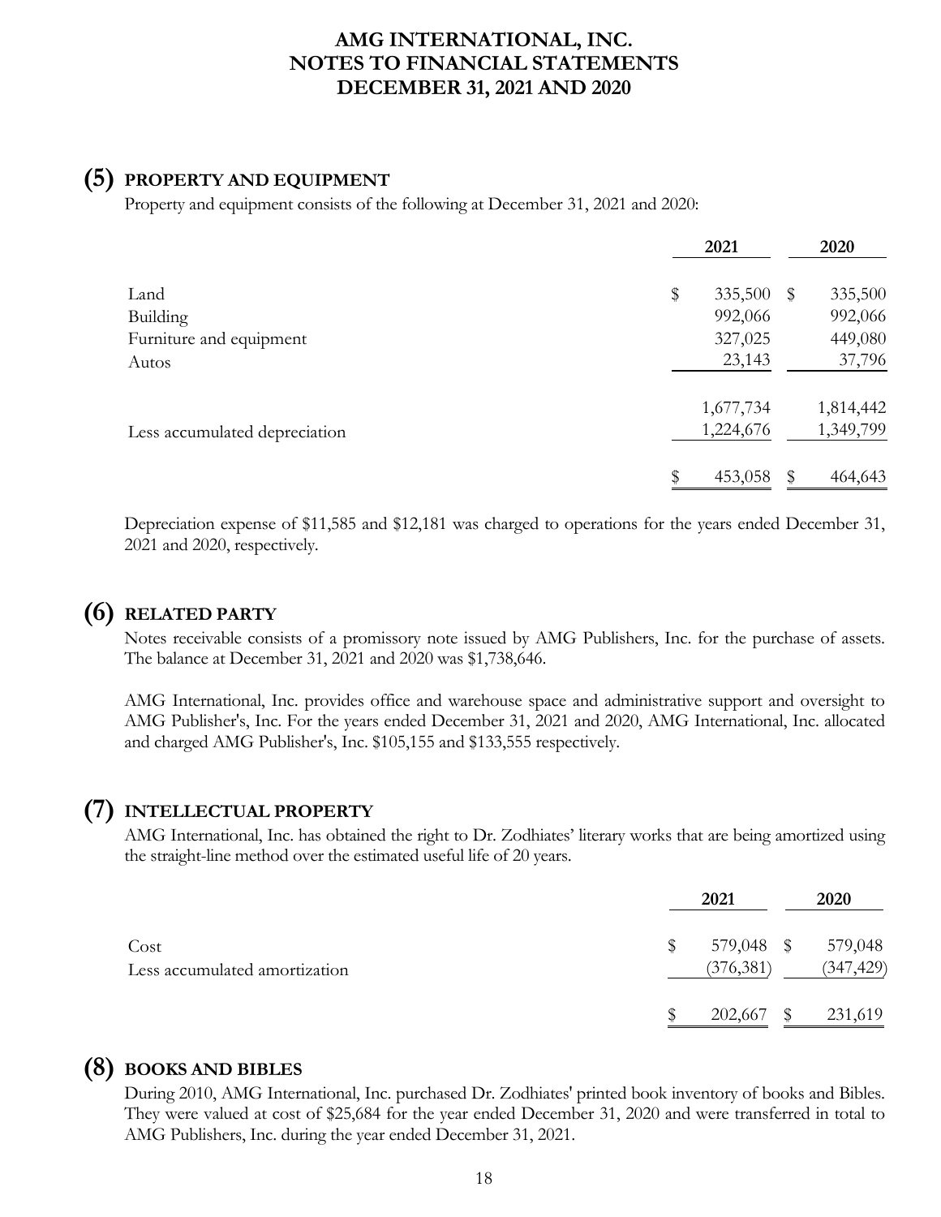# AMG INTERNATIONAL, INC.
# NOTES TO FINANCIAL STATEMENTS
# DECEMBER 31, 2021 AND 2020

## (5) PROPERTY AND EQUIPMENT

Property and equipment consists of the following at December 31, 2021 and 2020:

| | 2021 | 2020 |
|---|---|---|
| Land | $ 335,500 | $ 335,500 |
| Building | 992,066 | 992,066 |
| Furniture and equipment | 327,025 | 449,080 |
| Autos | 23,143 | 37,796 |
| | 1,677,734 | 1,814,442 |
| Less accumulated depreciation | 1,224,676 | 1,349,799 |
| | $ 453,058 | $ 464,643 |

Depreciation expense of $11,585 and $12,181 was charged to operations for the years ended December 31, 2021 and 2020, respectively.

## (6) RELATED PARTY

Notes receivable consists of a promissory note issued by AMG Publishers, Inc. for the purchase of assets. The balance at December 31, 2021 and 2020 was $1,738,646.

AMG International, Inc. provides office and warehouse space and administrative support and oversight to AMG Publisher's, Inc. For the years ended December 31, 2021 and 2020, AMG International, Inc. allocated and charged AMG Publisher's, Inc. $105,155 and $133,555 respectively.

## (7) INTELLECTUAL PROPERTY

AMG International, Inc. has obtained the right to Dr. Zodhiates' literary works that are being amortized using the straight-line method over the estimated useful life of 20 years.

| | 2021 | 2020 |
|---|---|---|
| Cost | $ 579,048 | $ 579,048 |
| Less accumulated amortization | (376,381) | (347,429) |
| | $ 202,667 | $ 231,619 |

## (8) BOOKS AND BIBLES

During 2010, AMG International, Inc. purchased Dr. Zodhiates' printed book inventory of books and Bibles. They were valued at cost of $25,684 for the year ended December 31, 2020 and were transferred in total to AMG Publishers, Inc. during the year ended December 31, 2021.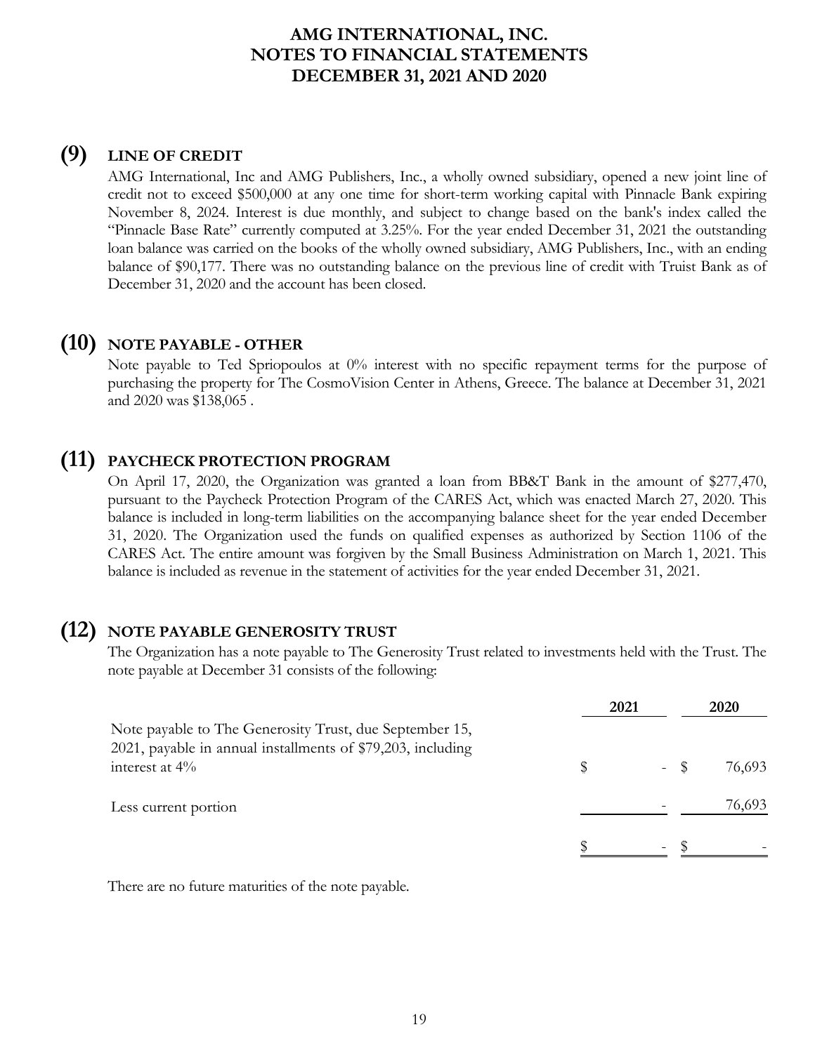# AMG INTERNATIONAL, INC.
# NOTES TO FINANCIAL STATEMENTS
# DECEMBER 31, 2021 AND 2020

## (9) LINE OF CREDIT

AMG International, Inc and AMG Publishers, Inc., a wholly owned subsidiary, opened a new joint line of credit not to exceed $500,000 at any one time for short-term working capital with Pinnacle Bank expiring November 8, 2024. Interest is due monthly, and subject to change based on the bank's index called the "Pinnacle Base Rate" currently computed at 3.25%. For the year ended December 31, 2021 the outstanding loan balance was carried on the books of the wholly owned subsidiary, AMG Publishers, Inc., with an ending balance of $90,177. There was no outstanding balance on the previous line of credit with Truist Bank as of December 31, 2020 and the account has been closed.

## (10) NOTE PAYABLE - OTHER

Note payable to Ted Spriopoulos at 0% interest with no specific repayment terms for the purpose of purchasing the property for The CosmoVision Center in Athens, Greece. The balance at December 31, 2021 and 2020 was $138,065 .

## (11) PAYCHECK PROTECTION PROGRAM

On April 17, 2020, the Organization was granted a loan from BB&T Bank in the amount of $277,470, pursuant to the Paycheck Protection Program of the CARES Act, which was enacted March 27, 2020. This balance is included in long-term liabilities on the accompanying balance sheet for the year ended December 31, 2020. The Organization used the funds on qualified expenses as authorized by Section 1106 of the CARES Act. The entire amount was forgiven by the Small Business Administration on March 1, 2021. This balance is included as revenue in the statement of activities for the year ended December 31, 2021.

## (12) NOTE PAYABLE GENEROSITY TRUST

The Organization has a note payable to The Generosity Trust related to investments held with the Trust. The note payable at December 31 consists of the following:

| | 2021 | 2020 |
|---|---|---|
| Note payable to The Generosity Trust, due September 15, 2021, payable in annual installments of $79,203, including interest at 4% | $ - | $ 76,693 |
| Less current portion | - | 76,693 |
| | $ - | $ - |

There are no future maturities of the note payable.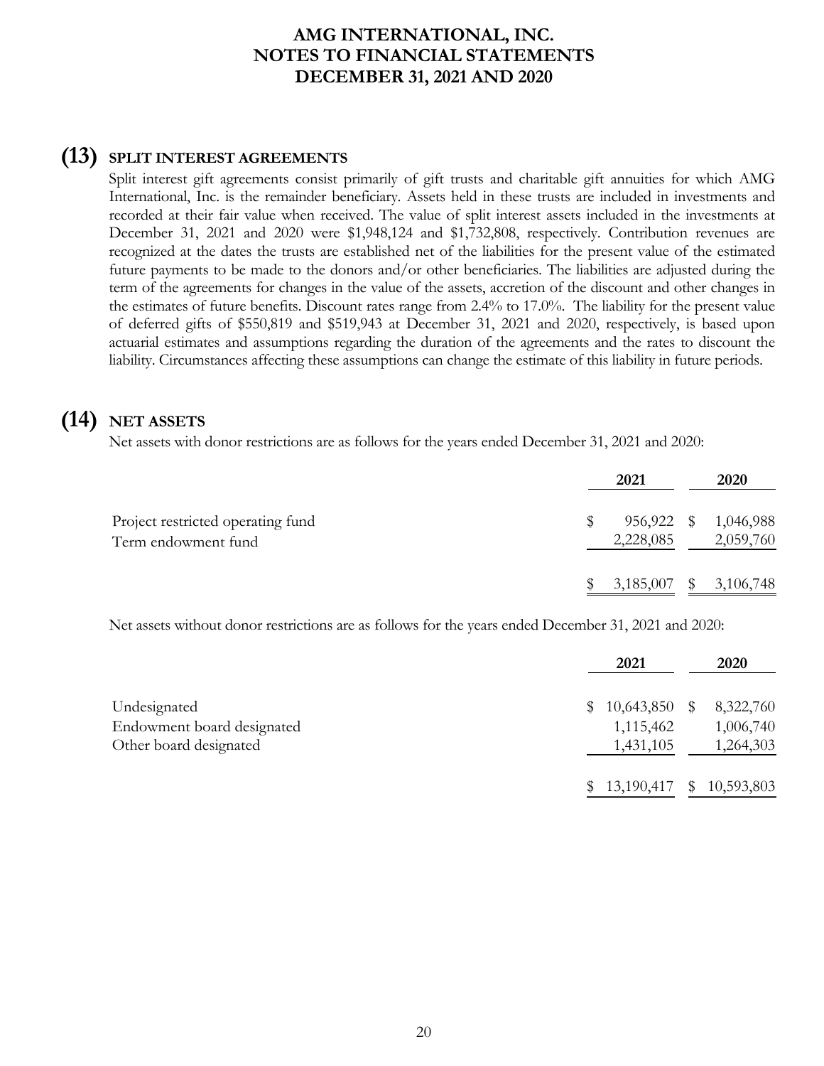# AMG INTERNATIONAL, INC.
# NOTES TO FINANCIAL STATEMENTS
# DECEMBER 31, 2021 AND 2020

## (13) SPLIT INTEREST AGREEMENTS

Split interest gift agreements consist primarily of gift trusts and charitable gift annuities for which AMG International, Inc. is the remainder beneficiary. Assets held in these trusts are included in investments and recorded at their fair value when received. The value of split interest assets included in the investments at December 31, 2021 and 2020 were $1,948,124 and $1,732,808, respectively. Contribution revenues are recognized at the dates the trusts are established net of the liabilities for the present value of the estimated future payments to be made to the donors and/or other beneficiaries. The liabilities are adjusted during the term of the agreements for changes in the value of the assets, accretion of the discount and other changes in the estimates of future benefits. Discount rates range from 2.4% to 17.0%. The liability for the present value of deferred gifts of $550,819 and $519,943 at December 31, 2021 and 2020, respectively, is based upon actuarial estimates and assumptions regarding the duration of the agreements and the rates to discount the liability. Circumstances affecting these assumptions can change the estimate of this liability in future periods.

## (14) NET ASSETS

Net assets with donor restrictions are as follows for the years ended December 31, 2021 and 2020:

| | 2021 | 2020 |
|---|---|---|
| Project restricted operating fund | $ 956,922 | $ 1,046,988 |
| Term endowment fund | 2,228,085 | 2,059,760 |
| | $ 3,185,007 | $ 3,106,748 |

Net assets without donor restrictions are as follows for the years ended December 31, 2021 and 2020:

| | 2021 | 2020 |
|---|---|---|
| Undesignated | $ 10,643,850 | $ 8,322,760 |
| Endowment board designated | 1,115,462 | 1,006,740 |
| Other board designated | 1,431,105 | 1,264,303 |
| | $ 13,190,417 | $ 10,593,803 |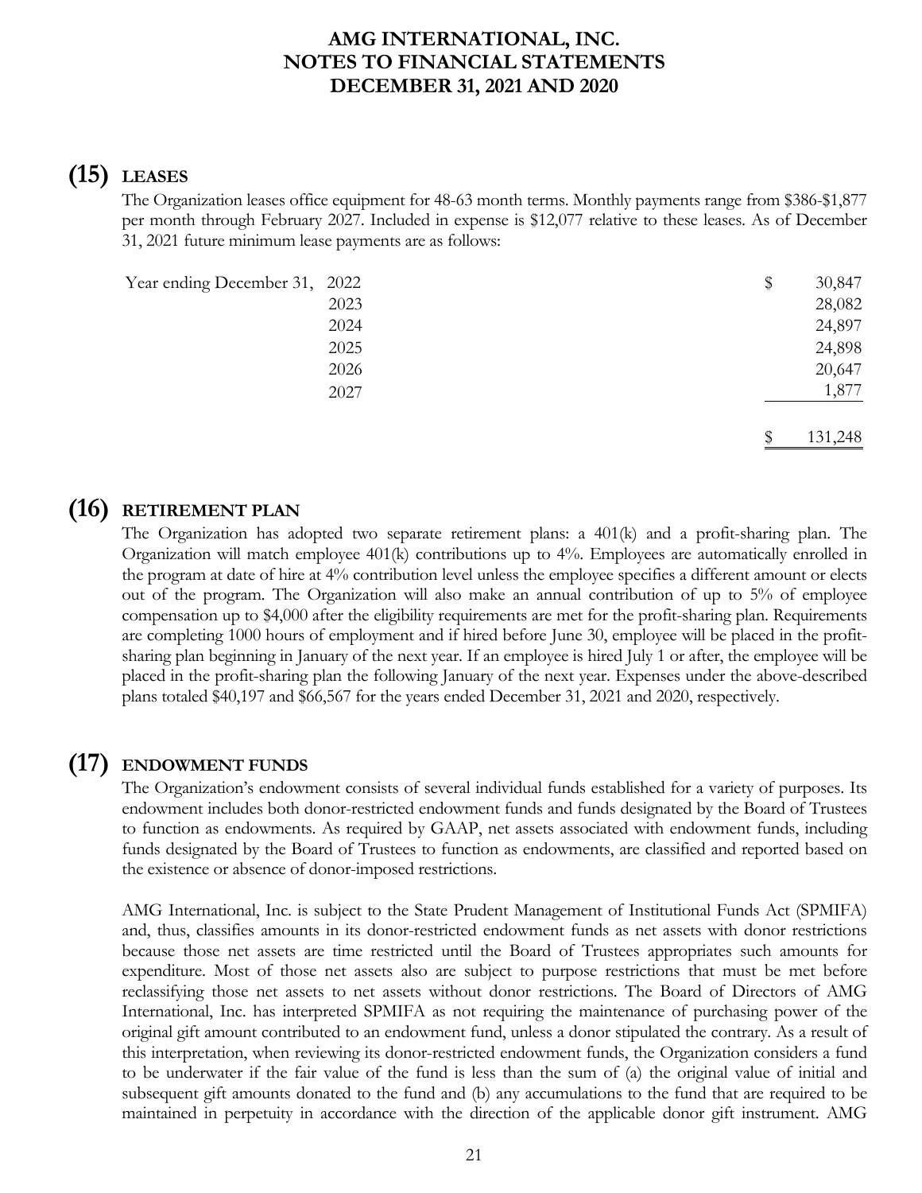## (15) LEASES

The Organization leases office equipment for 48-63 month terms. Monthly payments range from $386-$1,877 per month through February 2027. Included in expense is $12,077 relative to these leases. As of December 31, 2021 future minimum lease payments are as follows:

| | | |
|---|---|---|
| Year ending December 31, | 2022 | $ 30,847 |
| | 2023 | 28,082 |
| | 2024 | 24,897 |
| | 2025 | 24,898 |
| | 2026 | 20,647 |
| | 2027 | 1,877 |
| | | $ 131,248 |

## (16) RETIREMENT PLAN

The Organization has adopted two separate retirement plans: a 401(k) and a profit-sharing plan. The Organization will match employee 401(k) contributions up to 4%. Employees are automatically enrolled in the program at date of hire at 4% contribution level unless the employee specifies a different amount or elects out of the program. The Organization will also make an annual contribution of up to 5% of employee compensation up to $4,000 after the eligibility requirements are met for the profit-sharing plan. Requirements are completing 1000 hours of employment and if hired before June 30, employee will be placed in the profit-sharing plan beginning in January of the next year. If an employee is hired July 1 or after, the employee will be placed in the profit-sharing plan the following January of the next year. Expenses under the above-described plans totaled $40,197 and $66,567 for the years ended December 31, 2021 and 2020, respectively.

## (17) ENDOWMENT FUNDS

The Organization's endowment consists of several individual funds established for a variety of purposes. Its endowment includes both donor-restricted endowment funds and funds designated by the Board of Trustees to function as endowments. As required by GAAP, net assets associated with endowment funds, including funds designated by the Board of Trustees to function as endowments, are classified and reported based on the existence or absence of donor-imposed restrictions.

AMG International, Inc. is subject to the State Prudent Management of Institutional Funds Act (SPMIFA) and, thus, classifies amounts in its donor-restricted endowment funds as net assets with donor restrictions because those net assets are time restricted until the Board of Trustees appropriates such amounts for expenditure. Most of those net assets also are subject to purpose restrictions that must be met before reclassifying those net assets to net assets without donor restrictions. The Board of Directors of AMG International, Inc. has interpreted SPMIFA as not requiring the maintenance of purchasing power of the original gift amount contributed to an endowment fund, unless a donor stipulated the contrary. As a result of this interpretation, when reviewing its donor-restricted endowment funds, the Organization considers a fund to be underwater if the fair value of the fund is less than the sum of (a) the original value of initial and subsequent gift amounts donated to the fund and (b) any accumulations to the fund that are required to be maintained in perpetuity in accordance with the direction of the applicable donor gift instrument. AMG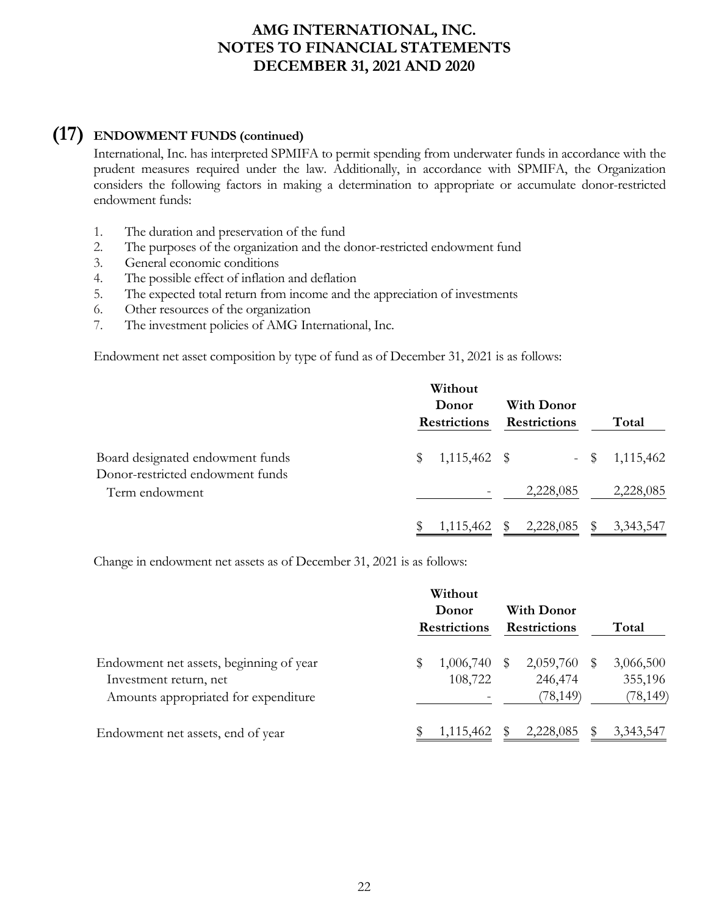## (17) ENDOWMENT FUNDS (continued)

International, Inc. has interpreted SPMIFA to permit spending from underwater funds in accordance with the prudent measures required under the law. Additionally, in accordance with SPMIFA, the Organization considers the following factors in making a determination to appropriate or accumulate donor-restricted endowment funds:

1. The duration and preservation of the fund
2. The purposes of the organization and the donor-restricted endowment fund
3. General economic conditions
4. The possible effect of inflation and deflation
5. The expected total return from income and the appreciation of investments
6. Other resources of the organization
7. The investment policies of AMG International, Inc.

Endowment net asset composition by type of fund as of December 31, 2021 is as follows:

| | Without Donor Restrictions | With Donor Restrictions | Total |
|---|---|---|---|
| Board designated endowment funds | $ 1,115,462 | $ - | $ 1,115,462 |
| Donor-restricted endowment funds | | | |
| Term endowment | - | 2,228,085 | 2,228,085 |
| | $ 1,115,462 | $ 2,228,085 | $ 3,343,547 |

Change in endowment net assets as of December 31, 2021 is as follows:

| | Without Donor Restrictions | With Donor Restrictions | Total |
|---|---|---|---|
| Endowment net assets, beginning of year | $ 1,006,740 | $ 2,059,760 | $ 3,066,500 |
| Investment return, net | 108,722 | 246,474 | 355,196 |
| Amounts appropriated for expenditure | - | (78,149) | (78,149) |
| Endowment net assets, end of year | $ 1,115,462 | $ 2,228,085 | $ 3,343,547 |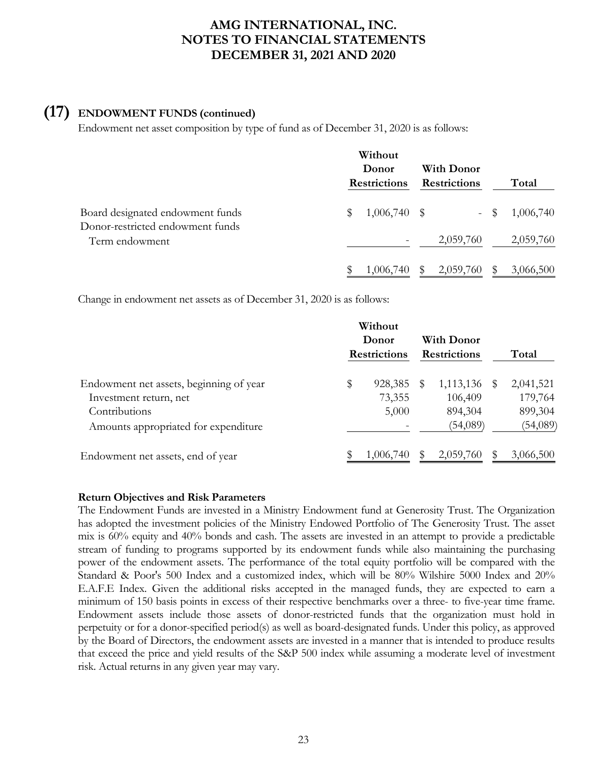## (17) ENDOWMENT FUNDS (continued)

Endowment net asset composition by type of fund as of December 31, 2020 is as follows:

| | Without Donor Restrictions | With Donor Restrictions | Total |
|---|---|---|---|
| Board designated endowment funds | $ 1,006,740 | $ - | $ 1,006,740 |
| Donor-restricted endowment funds | | | |
| Term endowment | - | 2,059,760 | 2,059,760 |
| | $ 1,006,740 | $ 2,059,760 | $ 3,066,500 |

Change in endowment net assets as of December 31, 2020 is as follows:

| | Without Donor Restrictions | With Donor Restrictions | Total |
|---|---|---|---|
| Endowment net assets, beginning of year | $ 928,385 | $ 1,113,136 | $ 2,041,521 |
| Investment return, net | 73,355 | 106,409 | 179,764 |
| Contributions | 5,000 | 894,304 | 899,304 |
| Amounts appropriated for expenditure | - | (54,089) | (54,089) |
| Endowment net assets, end of year | $ 1,006,740 | $ 2,059,760 | $ 3,066,500 |

**Return Objectives and Risk Parameters**

The Endowment Funds are invested in a Ministry Endowment fund at Generosity Trust. The Organization has adopted the investment policies of the Ministry Endowed Portfolio of The Generosity Trust. The asset mix is 60% equity and 40% bonds and cash. The assets are invested in an attempt to provide a predictable stream of funding to programs supported by its endowment funds while also maintaining the purchasing power of the endowment assets. The performance of the total equity portfolio will be compared with the Standard & Poor's 500 Index and a customized index, which will be 80% Wilshire 5000 Index and 20% E.A.F.E Index. Given the additional risks accepted in the managed funds, they are expected to earn a minimum of 150 basis points in excess of their respective benchmarks over a three- to five-year time frame. Endowment assets include those assets of donor-restricted funds that the organization must hold in perpetuity or for a donor-specified period(s) as well as board-designated funds. Under this policy, as approved by the Board of Directors, the endowment assets are invested in a manner that is intended to produce results that exceed the price and yield results of the S&P 500 index while assuming a moderate level of investment risk. Actual returns in any given year may vary.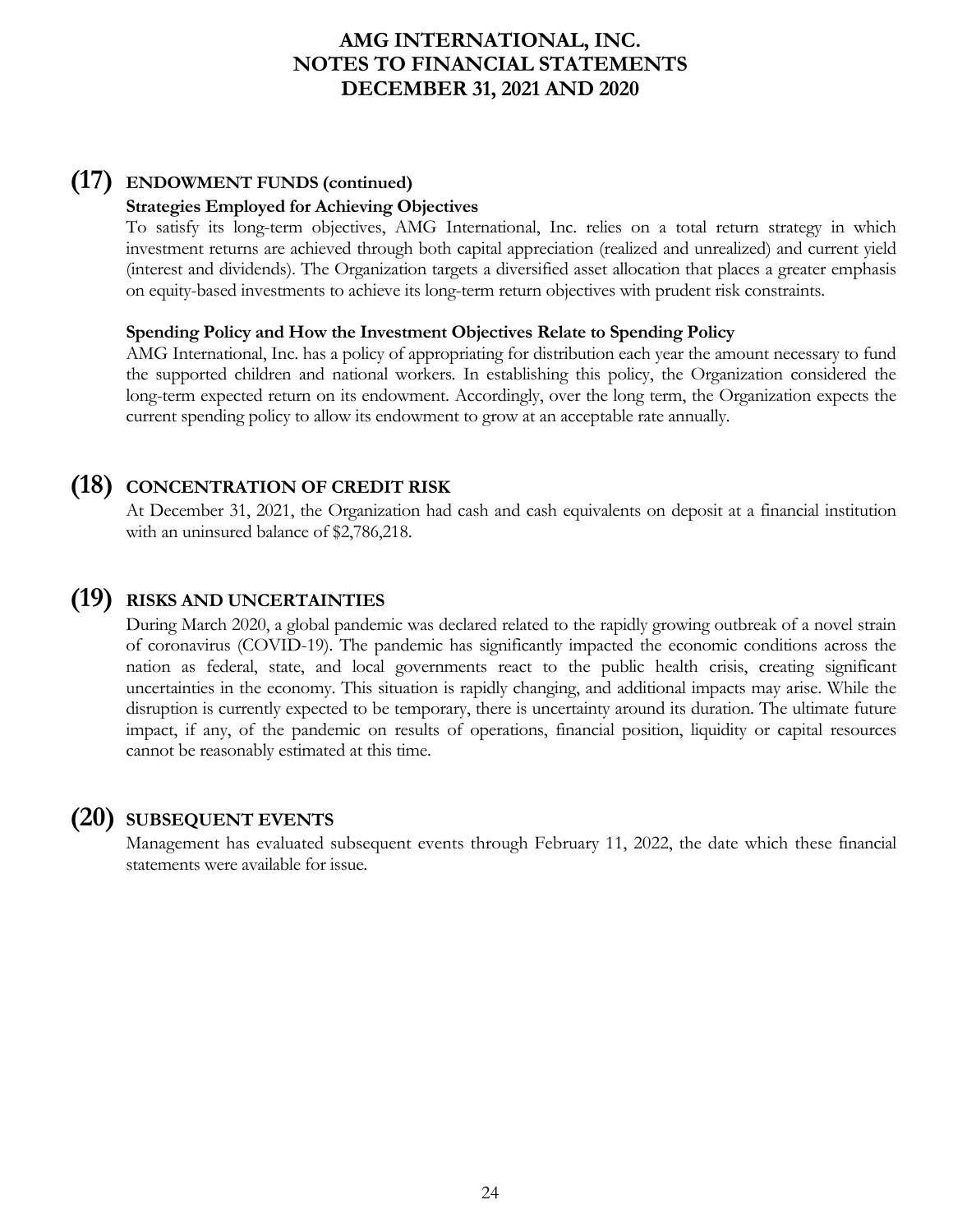## (17) ENDOWMENT FUNDS (continued)

**Strategies Employed for Achieving Objectives**

To satisfy its long-term objectives, AMG International, Inc. relies on a total return strategy in which investment returns are achieved through both capital appreciation (realized and unrealized) and current yield (interest and dividends). The Organization targets a diversified asset allocation that places a greater emphasis on equity-based investments to achieve its long-term return objectives with prudent risk constraints.

**Spending Policy and How the Investment Objectives Relate to Spending Policy**

AMG International, Inc. has a policy of appropriating for distribution each year the amount necessary to fund the supported children and national workers. In establishing this policy, the Organization considered the long-term expected return on its endowment. Accordingly, over the long term, the Organization expects the current spending policy to allow its endowment to grow at an acceptable rate annually.

## (18) CONCENTRATION OF CREDIT RISK

At December 31, 2021, the Organization had cash and cash equivalents on deposit at a financial institution with an uninsured balance of $2,786,218.

## (19) RISKS AND UNCERTAINTIES

During March 2020, a global pandemic was declared related to the rapidly growing outbreak of a novel strain of coronavirus (COVID-19). The pandemic has significantly impacted the economic conditions across the nation as federal, state, and local governments react to the public health crisis, creating significant uncertainties in the economy. This situation is rapidly changing, and additional impacts may arise. While the disruption is currently expected to be temporary, there is uncertainty around its duration. The ultimate future impact, if any, of the pandemic on results of operations, financial position, liquidity or capital resources cannot be reasonably estimated at this time.

## (20) SUBSEQUENT EVENTS

Management has evaluated subsequent events through February 11, 2022, the date which these financial statements were available for issue.